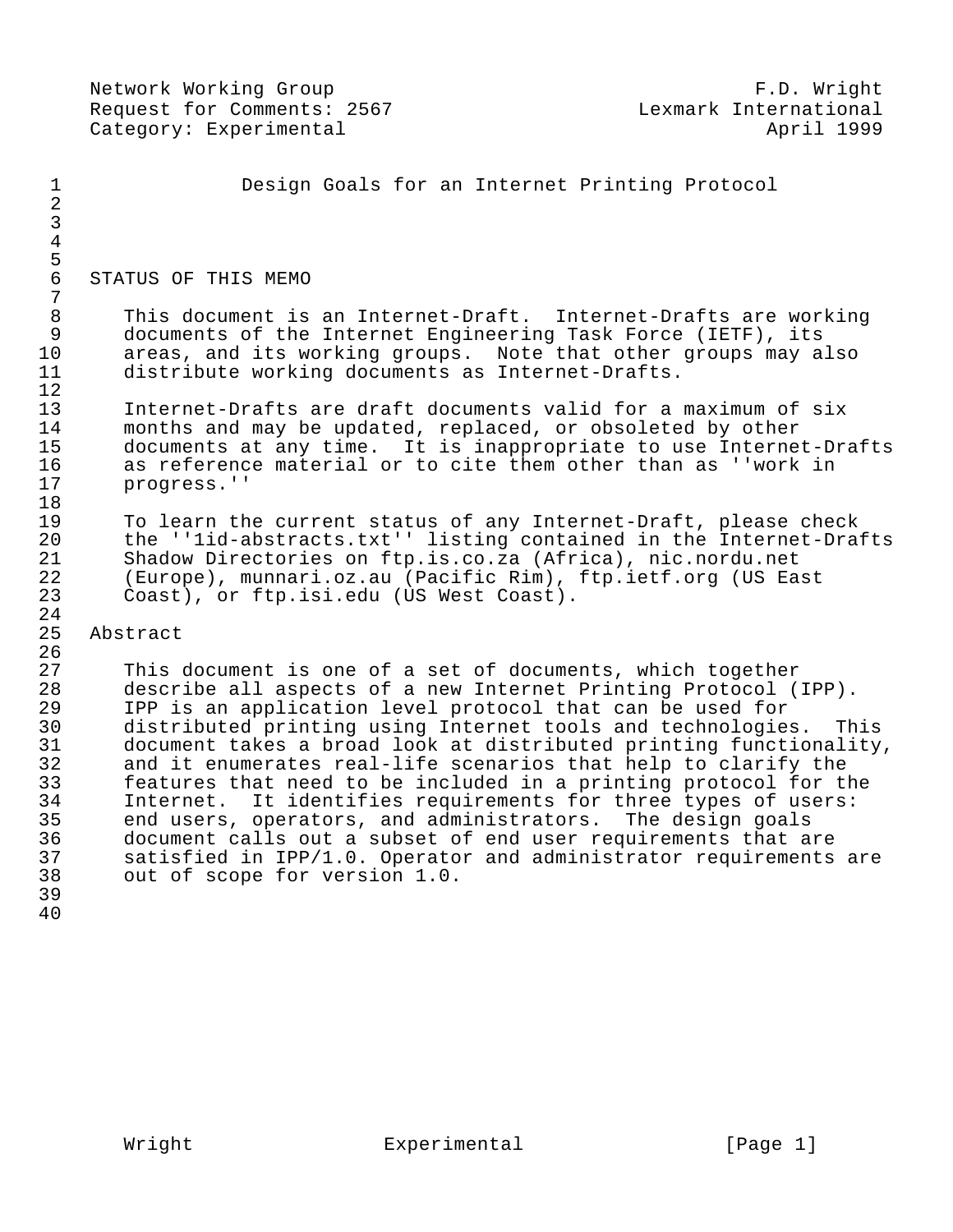Network Working Group F.D. Wright
Request for Comments: 2567 Lexmark International
Category: Experimental April 1999

# Design Goals for an Internet Printing Protocol

## STATUS OF THIS MEMO

This document is an Internet-Draft. Internet-Drafts are working documents of the Internet Engineering Task Force (IETF), its areas, and its working groups. Note that other groups may also distribute working documents as Internet-Drafts.

Internet-Drafts are draft documents valid for a maximum of six months and may be updated, replaced, or obsoleted by other documents at any time. It is inappropriate to use Internet-Drafts as reference material or to cite them other than as ''work in progress.''

To learn the current status of any Internet-Draft, please check the ''1id-abstracts.txt'' listing contained in the Internet-Drafts Shadow Directories on ftp.is.co.za (Africa), nic.nordu.net (Europe), munnari.oz.au (Pacific Rim), ftp.ietf.org (US East Coast), or ftp.isi.edu (US West Coast).

## Abstract

This document is one of a set of documents, which together describe all aspects of a new Internet Printing Protocol (IPP). IPP is an application level protocol that can be used for distributed printing using Internet tools and technologies. This document takes a broad look at distributed printing functionality, and it enumerates real-life scenarios that help to clarify the features that need to be included in a printing protocol for the Internet. It identifies requirements for three types of users: end users, operators, and administrators. The design goals document calls out a subset of end user requirements that are satisfied in IPP/1.0. Operator and administrator requirements are out of scope for version 1.0.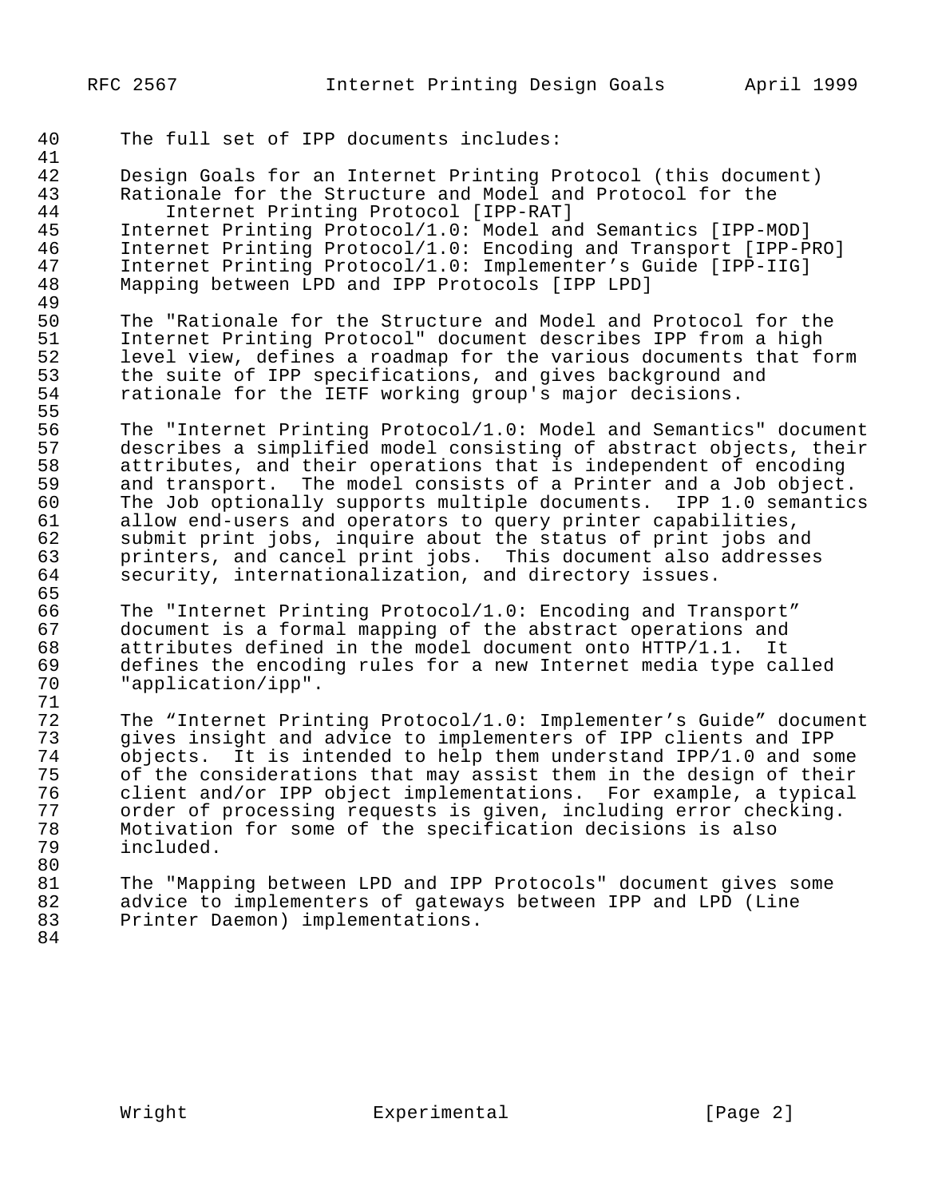The full set of IPP documents includes:

Design Goals for an Internet Printing Protocol (this document)
Rationale for the Structure and Model and Protocol for the
    Internet Printing Protocol [IPP-RAT]
Internet Printing Protocol/1.0: Model and Semantics [IPP-MOD]
Internet Printing Protocol/1.0: Encoding and Transport [IPP-PRO]
Internet Printing Protocol/1.0: Implementer's Guide [IPP-IIG]
Mapping between LPD and IPP Protocols [IPP LPD]

The "Rationale for the Structure and Model and Protocol for the Internet Printing Protocol" document describes IPP from a high level view, defines a roadmap for the various documents that form the suite of IPP specifications, and gives background and rationale for the IETF working group's major decisions.

The "Internet Printing Protocol/1.0: Model and Semantics" document describes a simplified model consisting of abstract objects, their attributes, and their operations that is independent of encoding and transport. The model consists of a Printer and a Job object. The Job optionally supports multiple documents. IPP 1.0 semantics allow end-users and operators to query printer capabilities, submit print jobs, inquire about the status of print jobs and printers, and cancel print jobs. This document also addresses security, internationalization, and directory issues.

The "Internet Printing Protocol/1.0: Encoding and Transport" document is a formal mapping of the abstract operations and attributes defined in the model document onto HTTP/1.1. It defines the encoding rules for a new Internet media type called "application/ipp".

The "Internet Printing Protocol/1.0: Implementer's Guide" document gives insight and advice to implementers of IPP clients and IPP objects. It is intended to help them understand IPP/1.0 and some of the considerations that may assist them in the design of their client and/or IPP object implementations. For example, a typical order of processing requests is given, including error checking. Motivation for some of the specification decisions is also included.

The "Mapping between LPD and IPP Protocols" document gives some advice to implementers of gateways between IPP and LPD (Line Printer Daemon) implementations.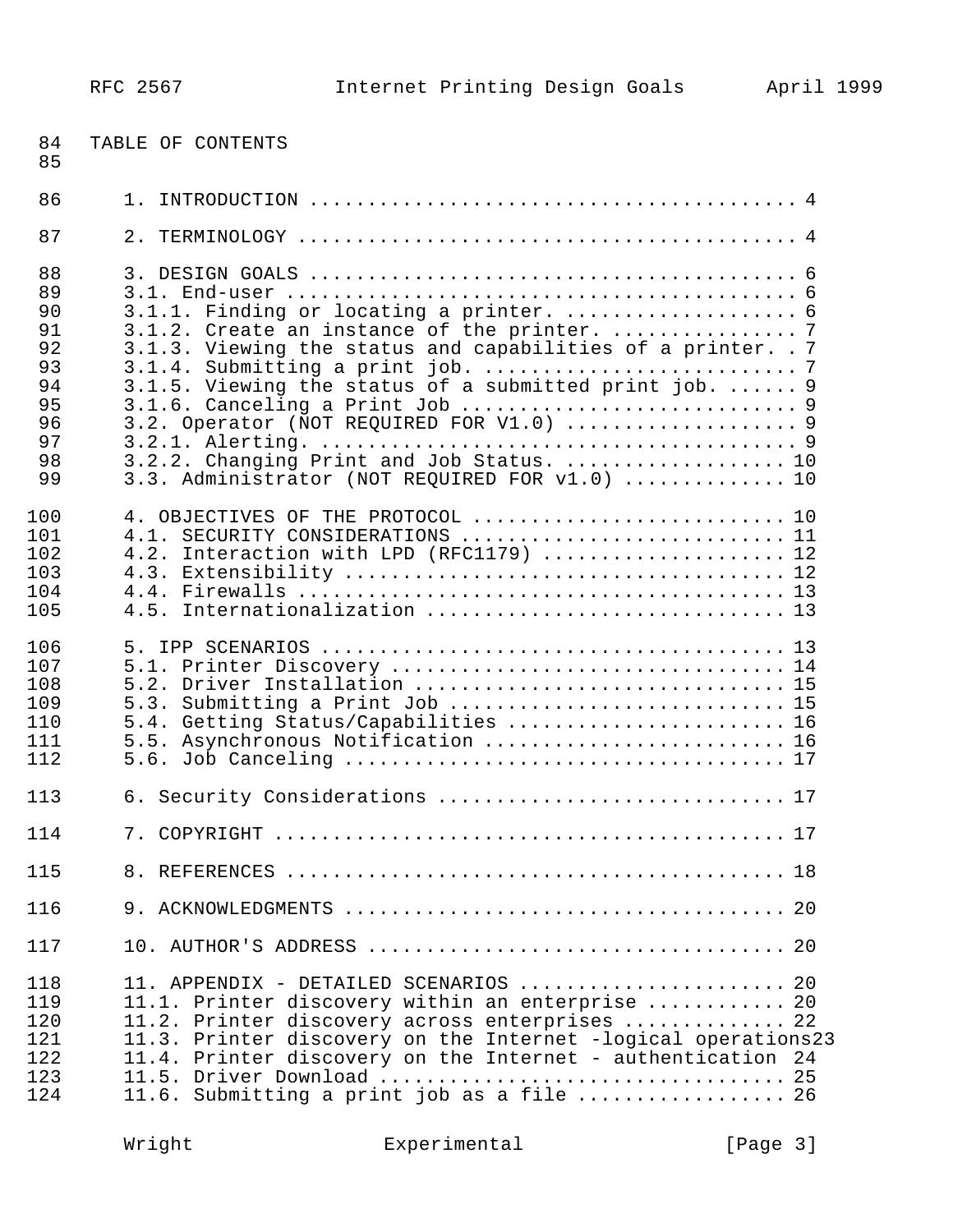## TABLE OF CONTENTS

1. INTRODUCTION ............................................ 4
2. TERMINOLOGY ............................................. 4
3. DESIGN GOALS ............................................ 6
   - 3.1. End-user ............................................. 6
   - 3.1.1. Finding or locating a printer. ..................... 6
   - 3.1.2. Create an instance of the printer. ................. 7
   - 3.1.3. Viewing the status and capabilities of a printer. . 7
   - 3.1.4. Submitting a print job. ........................... 7
   - 3.1.5. Viewing the status of a submitted print job. ...... 9
   - 3.1.6. Canceling a Print Job ............................. 9
   - 3.2. Operator (NOT REQUIRED FOR V1.0) .................... 9
   - 3.2.1. Alerting. ......................................... 9
   - 3.2.2. Changing Print and Job Status. .................... 10
   - 3.3. Administrator (NOT REQUIRED FOR v1.0) .............. 10
4. OBJECTIVES OF THE PROTOCOL ........................... 10
   - 4.1. SECURITY CONSIDERATIONS ............................ 11
   - 4.2. Interaction with LPD (RFC1179) ..................... 12
   - 4.3. Extensibility ...................................... 12
   - 4.4. Firewalls .......................................... 13
   - 4.5. Internationalization ............................... 13
5. IPP SCENARIOS ........................................... 13
   - 5.1. Printer Discovery .................................. 14
   - 5.2. Driver Installation ................................ 15
   - 5.3. Submitting a Print Job ............................. 15
   - 5.4. Getting Status/Capabilities ........................ 16
   - 5.5. Asynchronous Notification .......................... 16
   - 5.6. Job Canceling ...................................... 17
6. Security Considerations ................................ 17
7. COPYRIGHT ............................................... 17
8. REFERENCES .............................................. 18
9. ACKNOWLEDGMENTS ......................................... 20
10. AUTHOR'S ADDRESS ....................................... 20
11. APPENDIX - DETAILED SCENARIOS ......................... 20
    - 11.1. Printer discovery within an enterprise ............ 20
    - 11.2. Printer discovery across enterprises .............. 22
    - 11.3. Printer discovery on the Internet -logical operations23
    - 11.4. Printer discovery on the Internet - authentication 24
    - 11.5. Driver Download ................................... 25
    - 11.6. Submitting a print job as a file .................. 26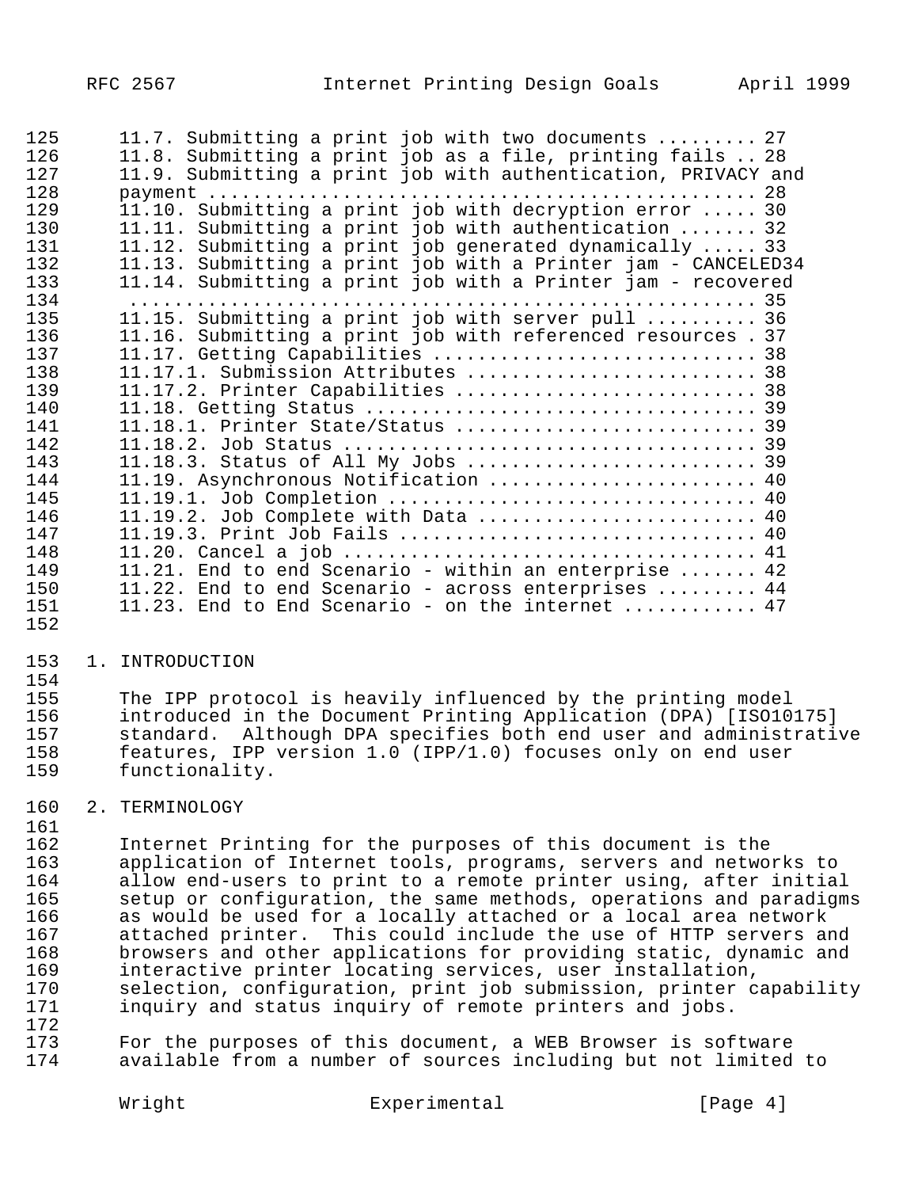11.7. Submitting a print job with two documents ......... 27
11.8. Submitting a print job as a file, printing fails .. 28
11.9. Submitting a print job with authentication, PRIVACY and payment ................................................. 28
11.10. Submitting a print job with decryption error ..... 30
11.11. Submitting a print job with authentication ....... 32
11.12. Submitting a print job generated dynamically ..... 33
11.13. Submitting a print job with a Printer jam - CANCELED34
11.14. Submitting a print job with a Printer jam - recovered ........................................................ 35
11.15. Submitting a print job with server pull .......... 36
11.16. Submitting a print job with referenced resources . 37
11.17. Getting Capabilities ............................ 38
11.17.1. Submission Attributes ......................... 38
11.17.2. Printer Capabilities .......................... 38
11.18. Getting Status .................................. 39
11.18.1. Printer State/Status .......................... 39
11.18.2. Job Status .................................... 39
11.18.3. Status of All My Jobs ......................... 39
11.19. Asynchronous Notification ....................... 40
11.19.1. Job Completion ................................ 40
11.19.2. Job Complete with Data ........................ 40
11.19.3. Print Job Fails ............................... 40
11.20. Cancel a job .................................... 41
11.21. End to end Scenario - within an enterprise ....... 42
11.22. End to end Scenario - across enterprises ......... 44
11.23. End to End Scenario - on the internet ........... 47

# 1. INTRODUCTION

The IPP protocol is heavily influenced by the printing model introduced in the Document Printing Application (DPA) [ISO10175] standard. Although DPA specifies both end user and administrative features, IPP version 1.0 (IPP/1.0) focuses only on end user functionality.

# 2. TERMINOLOGY

Internet Printing for the purposes of this document is the application of Internet tools, programs, servers and networks to allow end-users to print to a remote printer using, after initial setup or configuration, the same methods, operations and paradigms as would be used for a locally attached or a local area network attached printer. This could include the use of HTTP servers and browsers and other applications for providing static, dynamic and interactive printer locating services, user installation, selection, configuration, print job submission, printer capability inquiry and status inquiry of remote printers and jobs.

For the purposes of this document, a WEB Browser is software available from a number of sources including but not limited to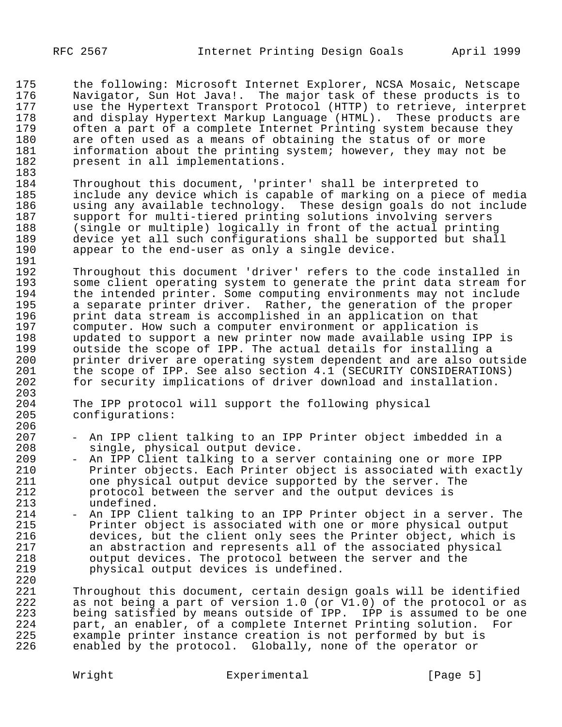the following: Microsoft Internet Explorer, NCSA Mosaic, Netscape Navigator, Sun Hot Java!. The major task of these products is to use the Hypertext Transport Protocol (HTTP) to retrieve, interpret and display Hypertext Markup Language (HTML). These products are often a part of a complete Internet Printing system because they are often used as a means of obtaining the status of or more information about the printing system; however, they may not be present in all implementations.

Throughout this document, 'printer' shall be interpreted to include any device which is capable of marking on a piece of media using any available technology. These design goals do not include support for multi-tiered printing solutions involving servers (single or multiple) logically in front of the actual printing device yet all such configurations shall be supported but shall appear to the end-user as only a single device.

Throughout this document 'driver' refers to the code installed in some client operating system to generate the print data stream for the intended printer. Some computing environments may not include a separate printer driver. Rather, the generation of the proper print data stream is accomplished in an application on that computer. How such a computer environment or application is updated to support a new printer now made available using IPP is outside the scope of IPP. The actual details for installing a printer driver are operating system dependent and are also outside the scope of IPP. See also section 4.1 (SECURITY CONSIDERATIONS) for security implications of driver download and installation.

The IPP protocol will support the following physical configurations:

- An IPP client talking to an IPP Printer object imbedded in a single, physical output device.
- An IPP Client talking to a server containing one or more IPP Printer objects. Each Printer object is associated with exactly one physical output device supported by the server. The protocol between the server and the output devices is undefined.
- An IPP Client talking to an IPP Printer object in a server. The Printer object is associated with one or more physical output devices, but the client only sees the Printer object, which is an abstraction and represents all of the associated physical output devices. The protocol between the server and the physical output devices is undefined.

Throughout this document, certain design goals will be identified as not being a part of version 1.0 (or V1.0) of the protocol or as being satisfied by means outside of IPP. IPP is assumed to be one part, an enabler, of a complete Internet Printing solution. For example printer instance creation is not performed by but is enabled by the protocol. Globally, none of the operator or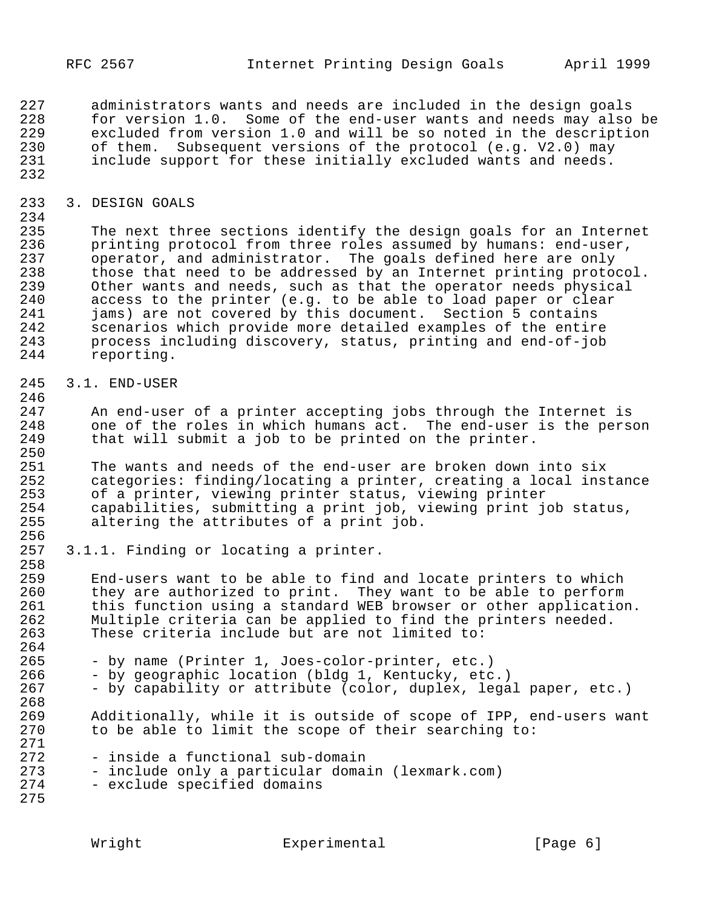administrators wants and needs are included in the design goals for version 1.0. Some of the end-user wants and needs may also be excluded from version 1.0 and will be so noted in the description of them. Subsequent versions of the protocol (e.g. V2.0) may include support for these initially excluded wants and needs.

# 3. DESIGN GOALS

The next three sections identify the design goals for an Internet printing protocol from three roles assumed by humans: end-user, operator, and administrator. The goals defined here are only those that need to be addressed by an Internet printing protocol. Other wants and needs, such as that the operator needs physical access to the printer (e.g. to be able to load paper or clear jams) are not covered by this document. Section 5 contains scenarios which provide more detailed examples of the entire process including discovery, status, printing and end-of-job reporting.

## 3.1. END-USER

An end-user of a printer accepting jobs through the Internet is one of the roles in which humans act. The end-user is the person that will submit a job to be printed on the printer.

The wants and needs of the end-user are broken down into six categories: finding/locating a printer, creating a local instance of a printer, viewing printer status, viewing printer capabilities, submitting a print job, viewing print job status, altering the attributes of a print job.

### 3.1.1. Finding or locating a printer.

End-users want to be able to find and locate printers to which they are authorized to print. They want to be able to perform this function using a standard WEB browser or other application. Multiple criteria can be applied to find the printers needed. These criteria include but are not limited to:

- by name (Printer 1, Joes-color-printer, etc.)
- by geographic location (bldg 1, Kentucky, etc.)
- by capability or attribute (color, duplex, legal paper, etc.)

Additionally, while it is outside of scope of IPP, end-users want to be able to limit the scope of their searching to:

- inside a functional sub-domain
- include only a particular domain (lexmark.com)
- exclude specified domains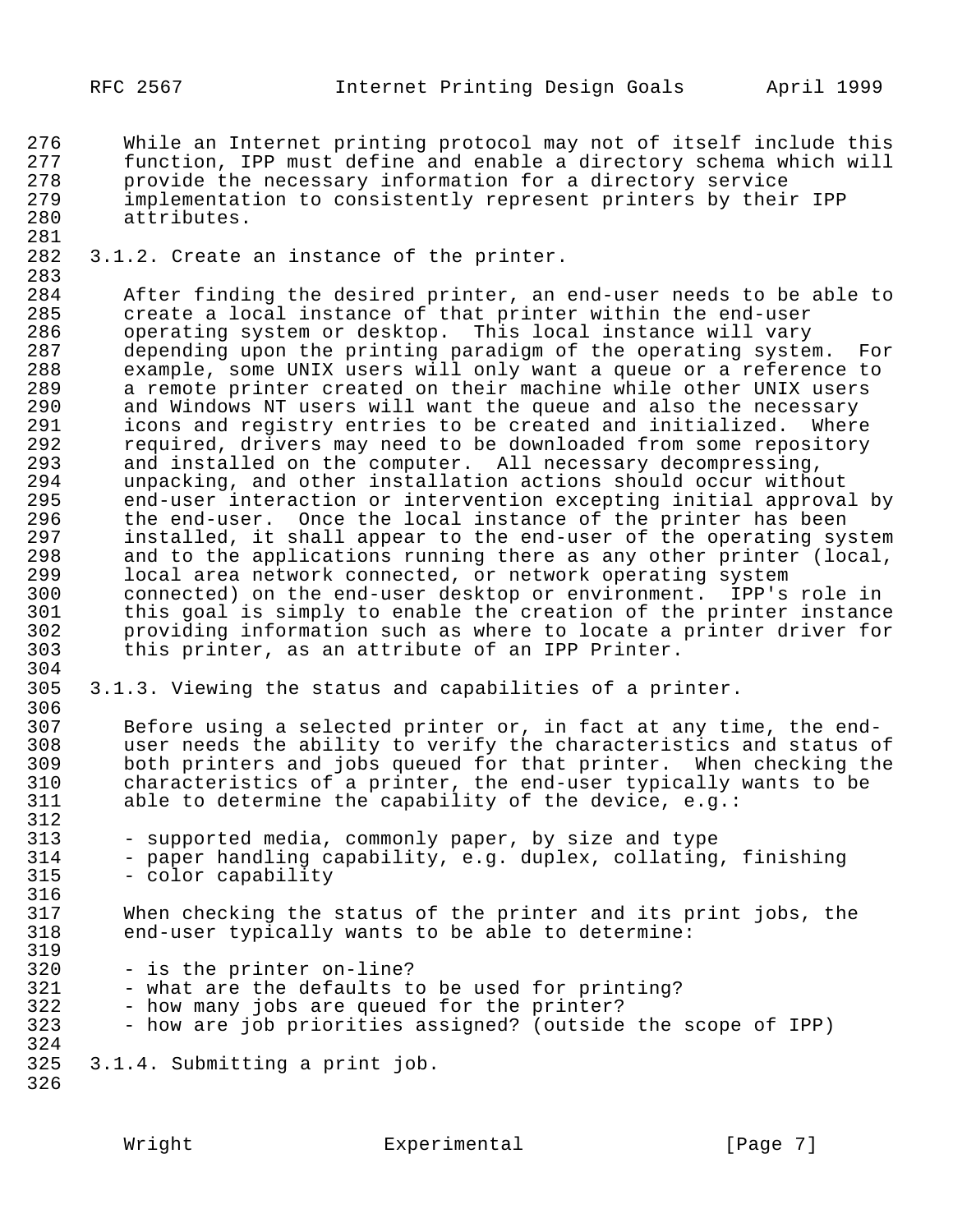While an Internet printing protocol may not of itself include this function, IPP must define and enable a directory schema which will provide the necessary information for a directory service implementation to consistently represent printers by their IPP attributes.

### 3.1.2. Create an instance of the printer.

After finding the desired printer, an end-user needs to be able to create a local instance of that printer within the end-user operating system or desktop. This local instance will vary depending upon the printing paradigm of the operating system. For example, some UNIX users will only want a queue or a reference to a remote printer created on their machine while other UNIX users and Windows NT users will want the queue and also the necessary icons and registry entries to be created and initialized. Where required, drivers may need to be downloaded from some repository and installed on the computer. All necessary decompressing, unpacking, and other installation actions should occur without end-user interaction or intervention excepting initial approval by the end-user. Once the local instance of the printer has been installed, it shall appear to the end-user of the operating system and to the applications running there as any other printer (local, local area network connected, or network operating system connected) on the end-user desktop or environment. IPP's role in this goal is simply to enable the creation of the printer instance providing information such as where to locate a printer driver for this printer, as an attribute of an IPP Printer.

### 3.1.3. Viewing the status and capabilities of a printer.

Before using a selected printer or, in fact at any time, the end-user needs the ability to verify the characteristics and status of both printers and jobs queued for that printer. When checking the characteristics of a printer, the end-user typically wants to be able to determine the capability of the device, e.g.:

- supported media, commonly paper, by size and type
- paper handling capability, e.g. duplex, collating, finishing
- color capability

When checking the status of the printer and its print jobs, the end-user typically wants to be able to determine:

- is the printer on-line?
- what are the defaults to be used for printing?
- how many jobs are queued for the printer?
- how are job priorities assigned? (outside the scope of IPP)

### 3.1.4. Submitting a print job.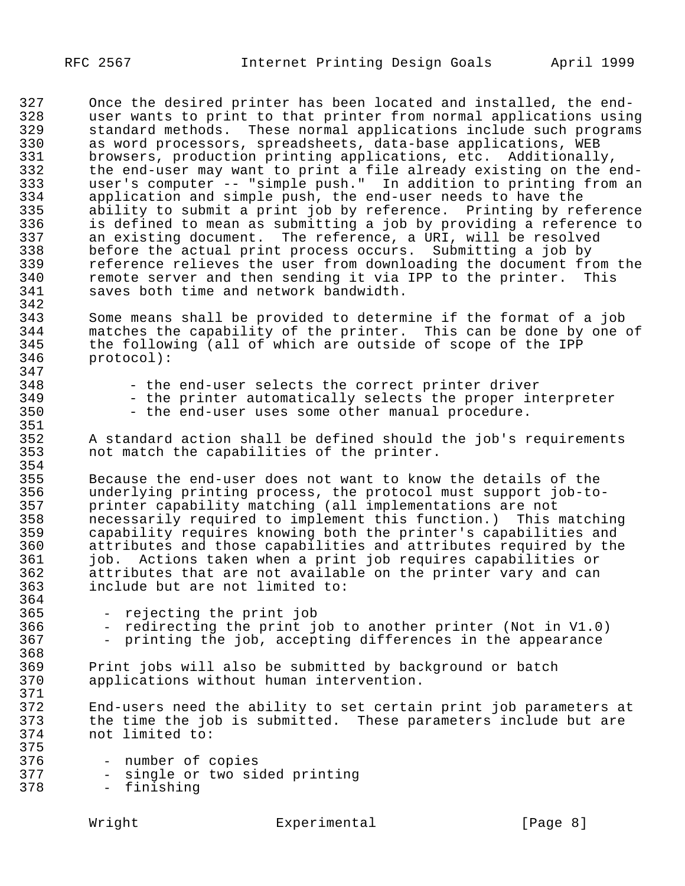Once the desired printer has been located and installed, the end-user wants to print to that printer from normal applications using standard methods. These normal applications include such programs as word processors, spreadsheets, data-base applications, WEB browsers, production printing applications, etc. Additionally, the end-user may want to print a file already existing on the end-user's computer -- "simple push." In addition to printing from an application and simple push, the end-user needs to have the ability to submit a print job by reference. Printing by reference is defined to mean as submitting a job by providing a reference to an existing document. The reference, a URI, will be resolved before the actual print process occurs. Submitting a job by reference relieves the user from downloading the document from the remote server and then sending it via IPP to the printer. This saves both time and network bandwidth.

Some means shall be provided to determine if the format of a job matches the capability of the printer. This can be done by one of the following (all of which are outside of scope of the IPP protocol):

- the end-user selects the correct printer driver
- the printer automatically selects the proper interpreter
- the end-user uses some other manual procedure.

A standard action shall be defined should the job's requirements not match the capabilities of the printer.

Because the end-user does not want to know the details of the underlying printing process, the protocol must support job-to-printer capability matching (all implementations are not necessarily required to implement this function.) This matching capability requires knowing both the printer's capabilities and attributes and those capabilities and attributes required by the job. Actions taken when a print job requires capabilities or attributes that are not available on the printer vary and can include but are not limited to:

- rejecting the print job
- redirecting the print job to another printer (Not in V1.0)
- printing the job, accepting differences in the appearance

Print jobs will also be submitted by background or batch applications without human intervention.

End-users need the ability to set certain print job parameters at the time the job is submitted. These parameters include but are not limited to:

- number of copies
- single or two sided printing
- finishing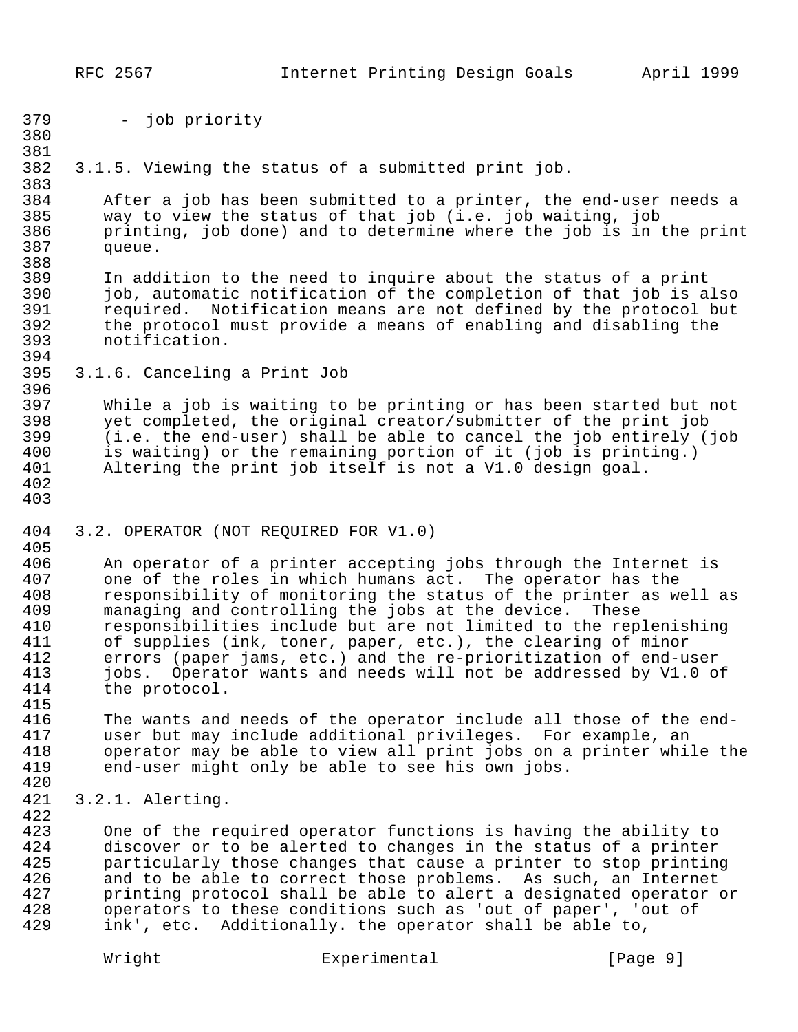- job priority

### 3.1.5. Viewing the status of a submitted print job.

After a job has been submitted to a printer, the end-user needs a way to view the status of that job (i.e. job waiting, job printing, job done) and to determine where the job is in the print queue.

In addition to the need to inquire about the status of a print job, automatic notification of the completion of that job is also required. Notification means are not defined by the protocol but the protocol must provide a means of enabling and disabling the notification.

### 3.1.6. Canceling a Print Job

While a job is waiting to be printing or has been started but not yet completed, the original creator/submitter of the print job (i.e. the end-user) shall be able to cancel the job entirely (job is waiting) or the remaining portion of it (job is printing.) Altering the print job itself is not a V1.0 design goal.

## 3.2. OPERATOR (NOT REQUIRED FOR V1.0)

An operator of a printer accepting jobs through the Internet is one of the roles in which humans act. The operator has the responsibility of monitoring the status of the printer as well as managing and controlling the jobs at the device. These responsibilities include but are not limited to the replenishing of supplies (ink, toner, paper, etc.), the clearing of minor errors (paper jams, etc.) and the re-prioritization of end-user jobs. Operator wants and needs will not be addressed by V1.0 of the protocol.

The wants and needs of the operator include all those of the end-user but may include additional privileges. For example, an operator may be able to view all print jobs on a printer while the end-user might only be able to see his own jobs.

### 3.2.1. Alerting.

One of the required operator functions is having the ability to discover or to be alerted to changes in the status of a printer particularly those changes that cause a printer to stop printing and to be able to correct those problems. As such, an Internet printing protocol shall be able to alert a designated operator or operators to these conditions such as 'out of paper', 'out of ink', etc. Additionally. the operator shall be able to,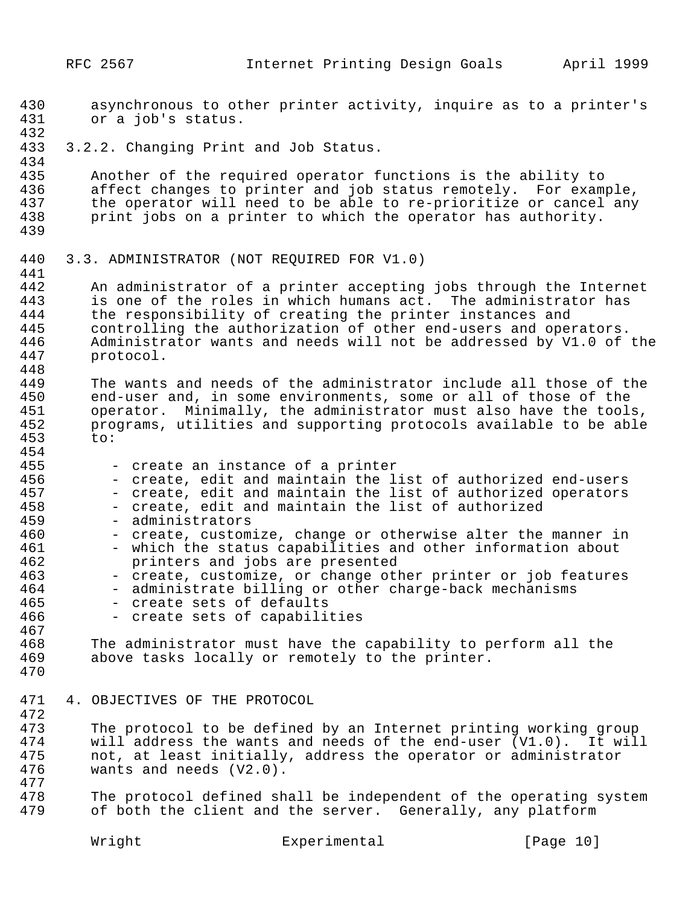asynchronous to other printer activity, inquire as to a printer's or a job's status.

### 3.2.2. Changing Print and Job Status.

Another of the required operator functions is the ability to affect changes to printer and job status remotely. For example, the operator will need to be able to re-prioritize or cancel any print jobs on a printer to which the operator has authority.

## 3.3. ADMINISTRATOR (NOT REQUIRED FOR V1.0)

An administrator of a printer accepting jobs through the Internet is one of the roles in which humans act. The administrator has the responsibility of creating the printer instances and controlling the authorization of other end-users and operators. Administrator wants and needs will not be addressed by V1.0 of the protocol.

The wants and needs of the administrator include all those of the end-user and, in some environments, some or all of those of the operator. Minimally, the administrator must also have the tools, programs, utilities and supporting protocols available to be able to:

- create an instance of a printer
- create, edit and maintain the list of authorized end-users
- create, edit and maintain the list of authorized operators
- create, edit and maintain the list of authorized
- administrators
- create, customize, change or otherwise alter the manner in
- which the status capabilities and other information about printers and jobs are presented
- create, customize, or change other printer or job features
- administrate billing or other charge-back mechanisms
- create sets of defaults
- create sets of capabilities

The administrator must have the capability to perform all the above tasks locally or remotely to the printer.

# 4. OBJECTIVES OF THE PROTOCOL

The protocol to be defined by an Internet printing working group will address the wants and needs of the end-user (V1.0). It will not, at least initially, address the operator or administrator wants and needs (V2.0).

The protocol defined shall be independent of the operating system of both the client and the server. Generally, any platform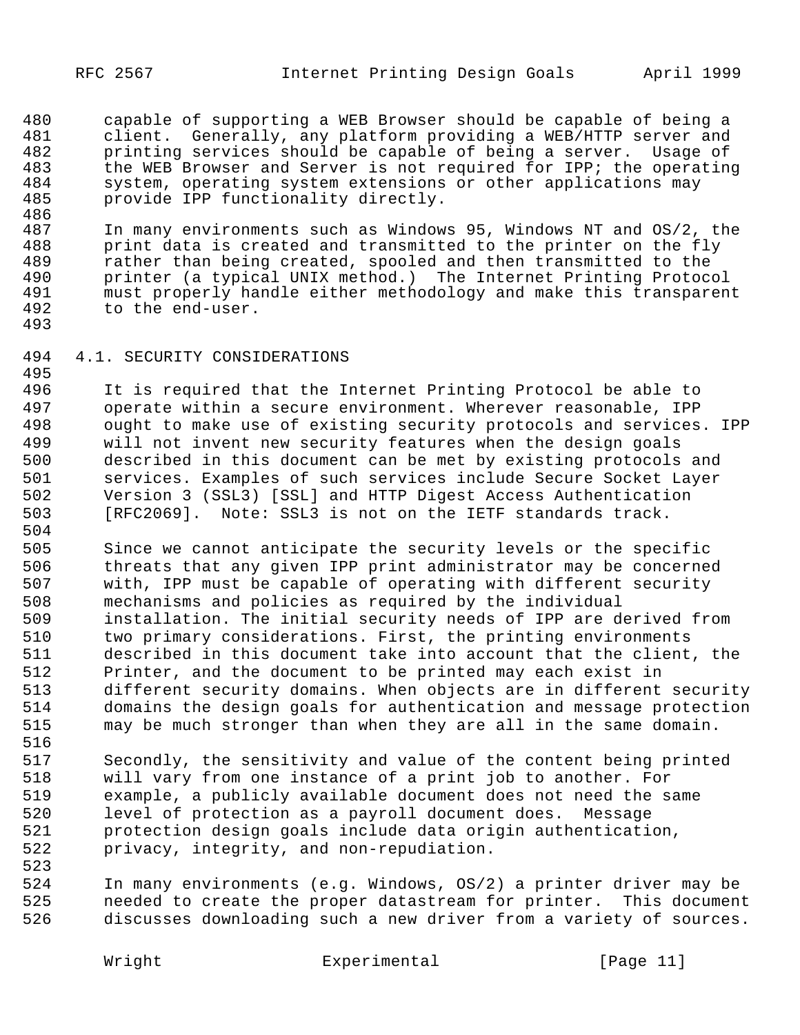capable of supporting a WEB Browser should be capable of being a client. Generally, any platform providing a WEB/HTTP server and printing services should be capable of being a server. Usage of the WEB Browser and Server is not required for IPP; the operating system, operating system extensions or other applications may provide IPP functionality directly.

In many environments such as Windows 95, Windows NT and OS/2, the print data is created and transmitted to the printer on the fly rather than being created, spooled and then transmitted to the printer (a typical UNIX method.) The Internet Printing Protocol must properly handle either methodology and make this transparent to the end-user.

## 4.1. SECURITY CONSIDERATIONS

It is required that the Internet Printing Protocol be able to operate within a secure environment. Wherever reasonable, IPP ought to make use of existing security protocols and services. IPP will not invent new security features when the design goals described in this document can be met by existing protocols and services. Examples of such services include Secure Socket Layer Version 3 (SSL3) [SSL] and HTTP Digest Access Authentication [RFC2069]. Note: SSL3 is not on the IETF standards track.

Since we cannot anticipate the security levels or the specific threats that any given IPP print administrator may be concerned with, IPP must be capable of operating with different security mechanisms and policies as required by the individual installation. The initial security needs of IPP are derived from two primary considerations. First, the printing environments described in this document take into account that the client, the Printer, and the document to be printed may each exist in different security domains. When objects are in different security domains the design goals for authentication and message protection may be much stronger than when they are all in the same domain.

Secondly, the sensitivity and value of the content being printed will vary from one instance of a print job to another. For example, a publicly available document does not need the same level of protection as a payroll document does. Message protection design goals include data origin authentication, privacy, integrity, and non-repudiation.

In many environments (e.g. Windows, OS/2) a printer driver may be needed to create the proper datastream for printer. This document discusses downloading such a new driver from a variety of sources.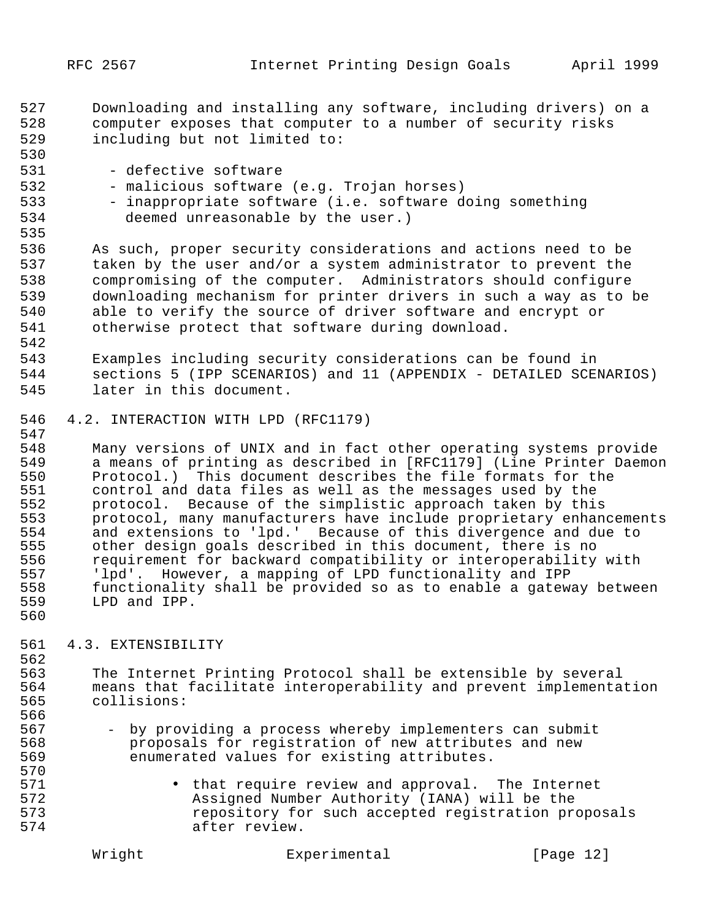Downloading and installing any software, including drivers) on a computer exposes that computer to a number of security risks including but not limited to:

- defective software
- malicious software (e.g. Trojan horses)
- inappropriate software (i.e. software doing something deemed unreasonable by the user.)

As such, proper security considerations and actions need to be taken by the user and/or a system administrator to prevent the compromising of the computer. Administrators should configure downloading mechanism for printer drivers in such a way as to be able to verify the source of driver software and encrypt or otherwise protect that software during download.

Examples including security considerations can be found in sections 5 (IPP SCENARIOS) and 11 (APPENDIX - DETAILED SCENARIOS) later in this document.

## 4.2. INTERACTION WITH LPD (RFC1179)

Many versions of UNIX and in fact other operating systems provide a means of printing as described in [RFC1179] (Line Printer Daemon Protocol.) This document describes the file formats for the control and data files as well as the messages used by the protocol. Because of the simplistic approach taken by this protocol, many manufacturers have include proprietary enhancements and extensions to 'lpd.' Because of this divergence and due to other design goals described in this document, there is no requirement for backward compatibility or interoperability with 'lpd'. However, a mapping of LPD functionality and IPP functionality shall be provided so as to enable a gateway between LPD and IPP.

## 4.3. EXTENSIBILITY

The Internet Printing Protocol shall be extensible by several means that facilitate interoperability and prevent implementation collisions:

- by providing a process whereby implementers can submit proposals for registration of new attributes and new enumerated values for existing attributes.
  - that require review and approval. The Internet Assigned Number Authority (IANA) will be the repository for such accepted registration proposals after review.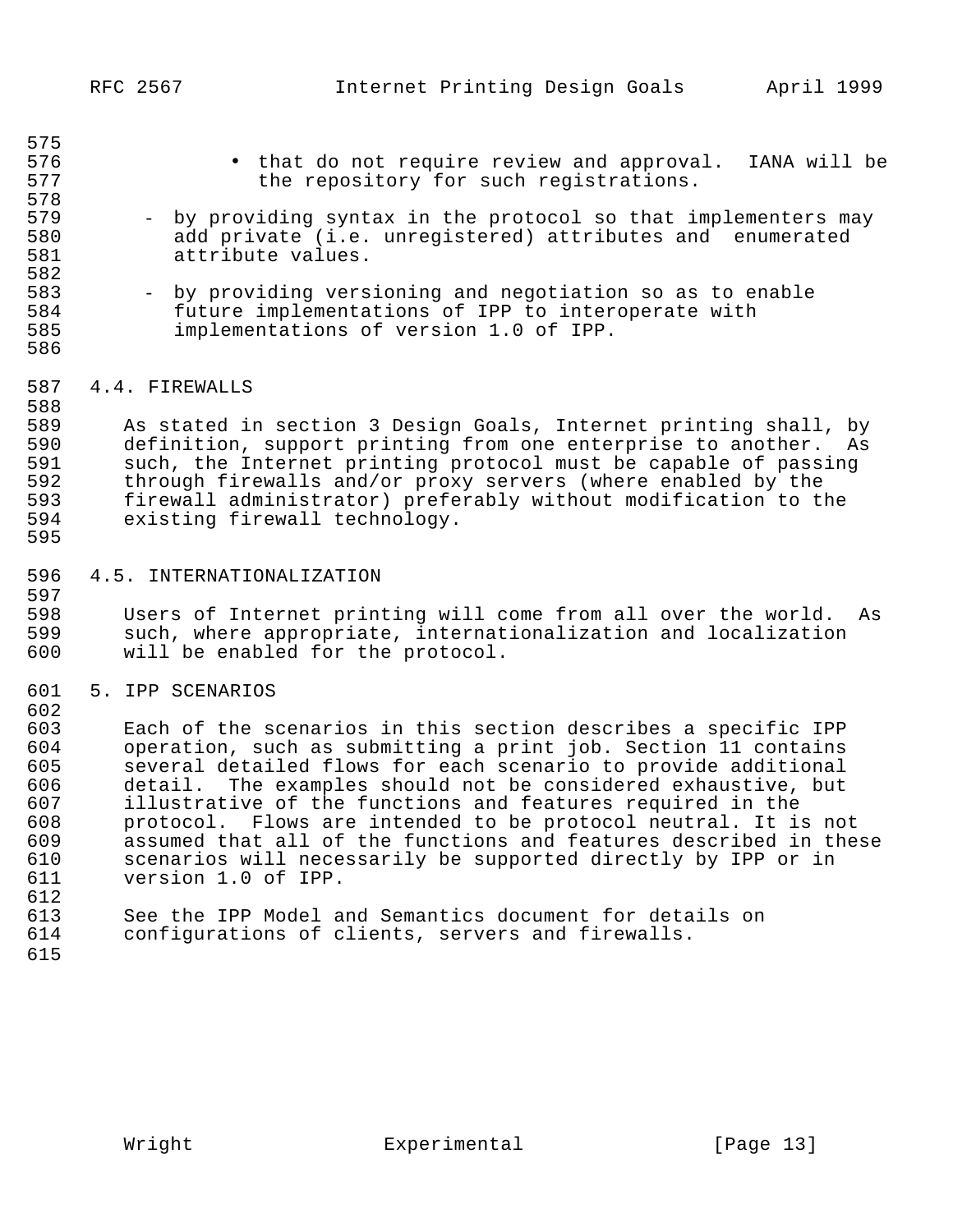- that do not require review and approval. IANA will be the repository for such registrations.

- by providing syntax in the protocol so that implementers may add private (i.e. unregistered) attributes and enumerated attribute values.

- by providing versioning and negotiation so as to enable future implementations of IPP to interoperate with implementations of version 1.0 of IPP.

## 4.4. FIREWALLS

As stated in section 3 Design Goals, Internet printing shall, by definition, support printing from one enterprise to another. As such, the Internet printing protocol must be capable of passing through firewalls and/or proxy servers (where enabled by the firewall administrator) preferably without modification to the existing firewall technology.

## 4.5. INTERNATIONALIZATION

Users of Internet printing will come from all over the world. As such, where appropriate, internationalization and localization will be enabled for the protocol.

# 5. IPP SCENARIOS

Each of the scenarios in this section describes a specific IPP operation, such as submitting a print job. Section 11 contains several detailed flows for each scenario to provide additional detail. The examples should not be considered exhaustive, but illustrative of the functions and features required in the protocol. Flows are intended to be protocol neutral. It is not assumed that all of the functions and features described in these scenarios will necessarily be supported directly by IPP or in version 1.0 of IPP.

See the IPP Model and Semantics document for details on configurations of clients, servers and firewalls.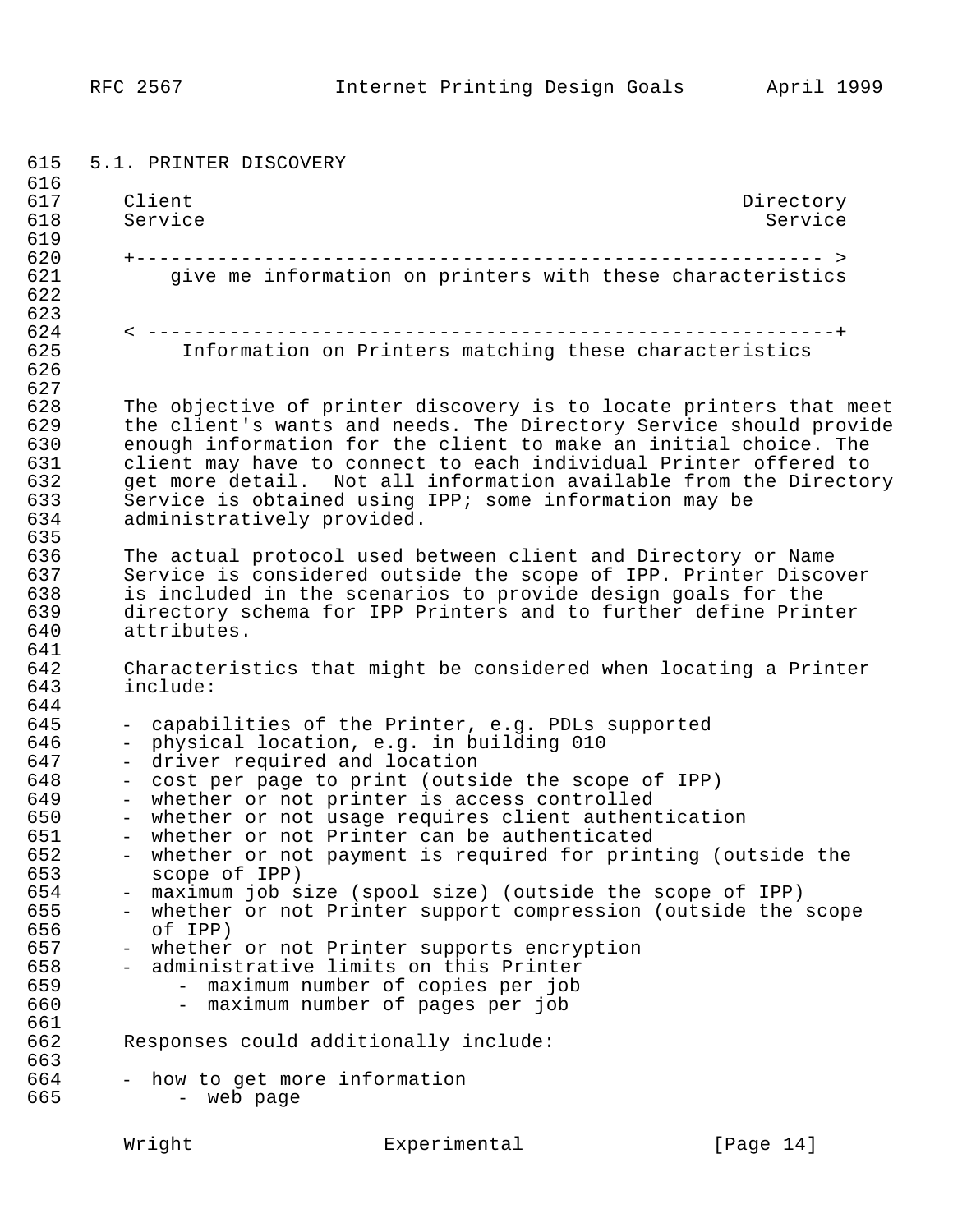### 5.1. PRINTER DISCOVERY

```
Client                                                   Directory
Service                                                    Service

+------------------------------------------------------------ >
    give me information on printers with these characteristics


< ------------------------------------------------------------+
     Information on Printers matching these characteristics
```

The objective of printer discovery is to locate printers that meet the client's wants and needs. The Directory Service should provide enough information for the client to make an initial choice. The client may have to connect to each individual Printer offered to get more detail. Not all information available from the Directory Service is obtained using IPP; some information may be administratively provided.

The actual protocol used between client and Directory or Name Service is considered outside the scope of IPP. Printer Discover is included in the scenarios to provide design goals for the directory schema for IPP Printers and to further define Printer attributes.

Characteristics that might be considered when locating a Printer include:

- capabilities of the Printer, e.g. PDLs supported
- physical location, e.g. in building 010
- driver required and location
- cost per page to print (outside the scope of IPP)
- whether or not printer is access controlled
- whether or not usage requires client authentication
- whether or not Printer can be authenticated
- whether or not payment is required for printing (outside the scope of IPP)
- maximum job size (spool size) (outside the scope of IPP)
- whether or not Printer support compression (outside the scope of IPP)
- whether or not Printer supports encryption
- administrative limits on this Printer
  - maximum number of copies per job
  - maximum number of pages per job

Responses could additionally include:

- how to get more information
  - web page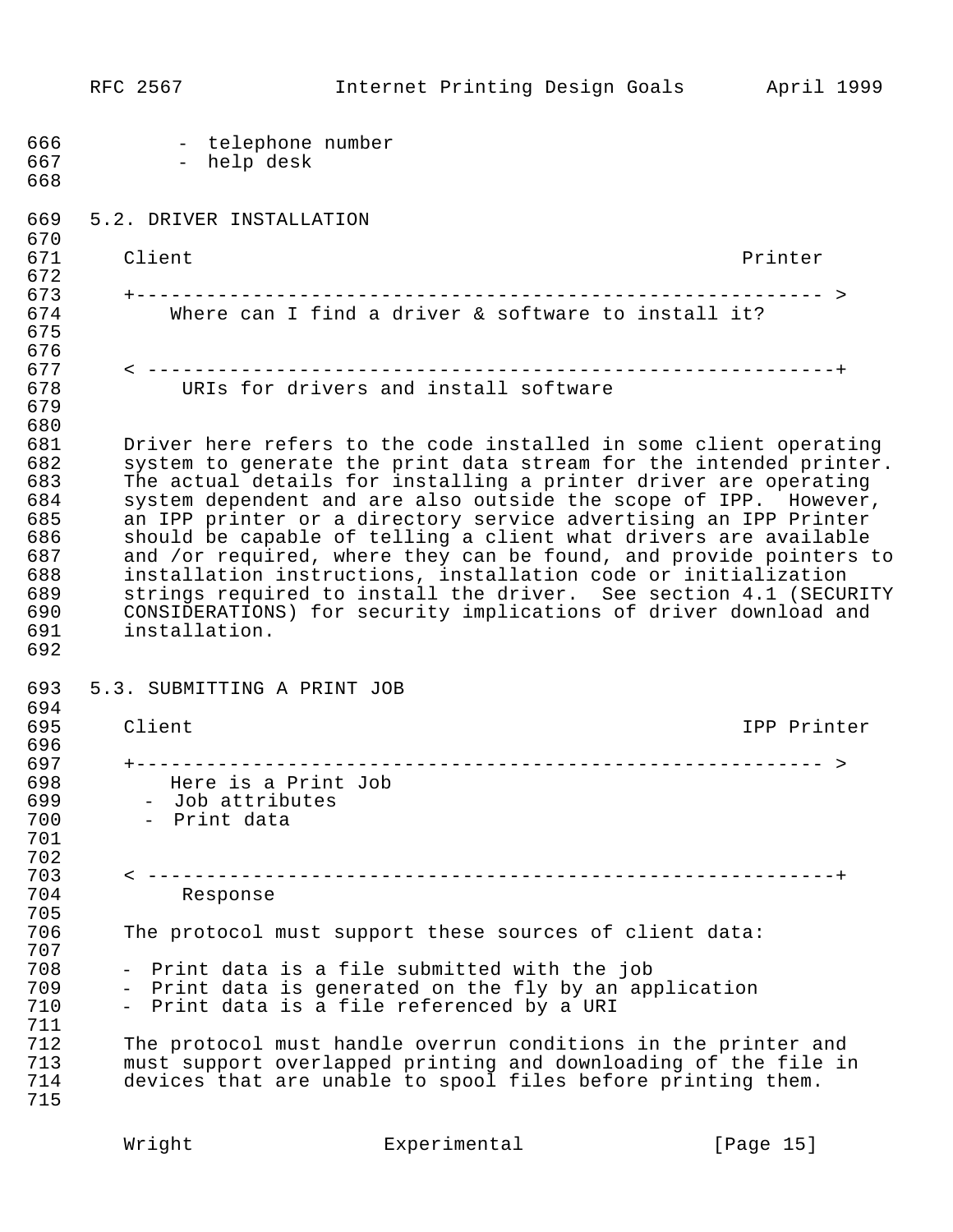- telephone number
- help desk

## 5.2. DRIVER INSTALLATION

```
Client                                                  Printer

+-------------------------------------------------------------- >
    Where can I find a driver & software to install it?


< --------------------------------------------------------------+
     URIs for drivers and install software
```

Driver here refers to the code installed in some client operating system to generate the print data stream for the intended printer. The actual details for installing a printer driver are operating system dependent and are also outside the scope of IPP. However, an IPP printer or a directory service advertising an IPP Printer should be capable of telling a client what drivers are available and /or required, where they can be found, and provide pointers to installation instructions, installation code or initialization strings required to install the driver. See section 4.1 (SECURITY CONSIDERATIONS) for security implications of driver download and installation.

## 5.3. SUBMITTING A PRINT JOB

```
Client                                                  IPP Printer

+-------------------------------------------------------------- >
    Here is a Print Job
  -  Job attributes
  -  Print data


< --------------------------------------------------------------+
     Response
```

The protocol must support these sources of client data:

- Print data is a file submitted with the job
- Print data is generated on the fly by an application
- Print data is a file referenced by a URI

The protocol must handle overrun conditions in the printer and must support overlapped printing and downloading of the file in devices that are unable to spool files before printing them.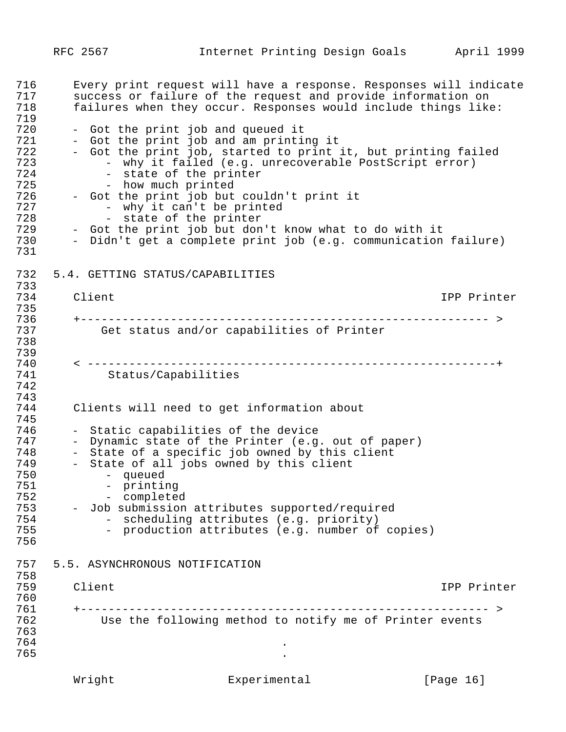Every print request will have a response. Responses will indicate success or failure of the request and provide information on failures when they occur. Responses would include things like:

- Got the print job and queued it
- Got the print job and am printing it
- Got the print job, started to print it, but printing failed
    - why it failed (e.g. unrecoverable PostScript error)
    - state of the printer
    - how much printed
- Got the print job but couldn't print it
    - why it can't be printed
    - state of the printer
- Got the print job but don't know what to do with it
- Didn't get a complete print job (e.g. communication failure)

## 5.4. GETTING STATUS/CAPABILITIES

```
Client                                                      IPP Printer

+---------------------------------------------------------- >
    Get status and/or capabilities of Printer


< ----------------------------------------------------------+
     Status/Capabilities
```

Clients will need to get information about

- Static capabilities of the device
- Dynamic state of the Printer (e.g. out of paper)
- State of a specific job owned by this client
- State of all jobs owned by this client
    - queued
    - printing
    - completed
- Job submission attributes supported/required
    - scheduling attributes (e.g. priority)
    - production attributes (e.g. number of copies)

## 5.5. ASYNCHRONOUS NOTIFICATION

```
Client                                                      IPP Printer

+---------------------------------------------------------- >
    Use the following method to notify me of Printer events

                              .
                              .
```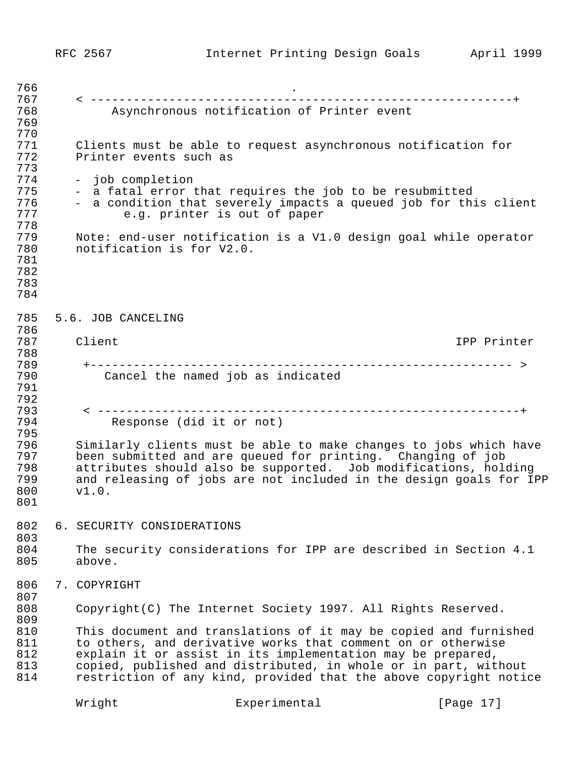```
                                .
     < -----------------------------------------------------------+
          Asynchronous notification of Printer event
```

Clients must be able to request asynchronous notification for Printer events such as

- job completion
- a fatal error that requires the job to be resubmitted
- a condition that severely impacts a queued job for this client e.g. printer is out of paper

Note: end-user notification is a V1.0 design goal while operator notification is for V2.0.

## 5.6. JOB CANCELING

```
     Client                                                 IPP Printer

      +------------------------------------------------------------ >
         Cancel the named job as indicated


      < -----------------------------------------------------------+
           Response (did it or not)
```

Similarly clients must be able to make changes to jobs which have been submitted and are queued for printing. Changing of job attributes should also be supported. Job modifications, holding and releasing of jobs are not included in the design goals for IPP v1.0.

## 6. SECURITY CONSIDERATIONS

The security considerations for IPP are described in Section 4.1 above.

## 7. COPYRIGHT

Copyright(C) The Internet Society 1997. All Rights Reserved.

This document and translations of it may be copied and furnished to others, and derivative works that comment on or otherwise explain it or assist in its implementation may be prepared, copied, published and distributed, in whole or in part, without restriction of any kind, provided that the above copyright notice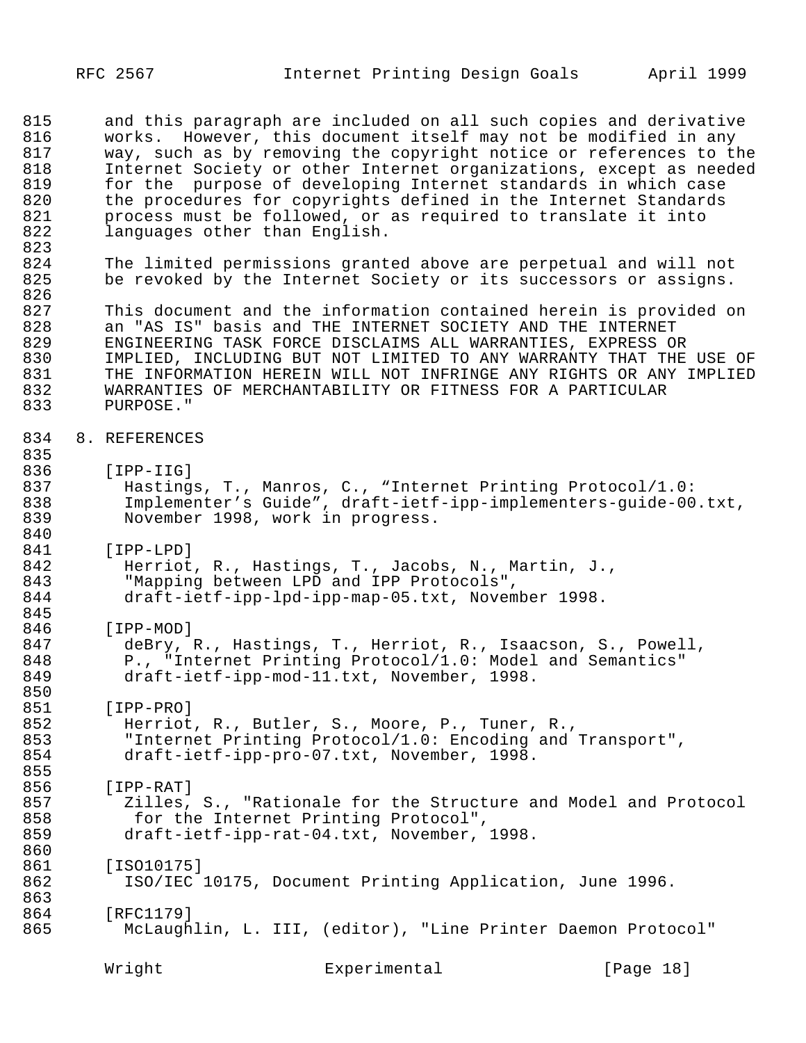and this paragraph are included on all such copies and derivative works. However, this document itself may not be modified in any way, such as by removing the copyright notice or references to the Internet Society or other Internet organizations, except as needed for the purpose of developing Internet standards in which case the procedures for copyrights defined in the Internet Standards process must be followed, or as required to translate it into languages other than English.

The limited permissions granted above are perpetual and will not be revoked by the Internet Society or its successors or assigns.

This document and the information contained herein is provided on an "AS IS" basis and THE INTERNET SOCIETY AND THE INTERNET ENGINEERING TASK FORCE DISCLAIMS ALL WARRANTIES, EXPRESS OR IMPLIED, INCLUDING BUT NOT LIMITED TO ANY WARRANTY THAT THE USE OF THE INFORMATION HEREIN WILL NOT INFRINGE ANY RIGHTS OR ANY IMPLIED WARRANTIES OF MERCHANTABILITY OR FITNESS FOR A PARTICULAR PURPOSE."

## 8. REFERENCES

[IPP-IIG]
Hastings, T., Manros, C., "Internet Printing Protocol/1.0: Implementer's Guide", draft-ietf-ipp-implementers-guide-00.txt, November 1998, work in progress.

[IPP-LPD]
Herriot, R., Hastings, T., Jacobs, N., Martin, J., "Mapping between LPD and IPP Protocols", draft-ietf-ipp-lpd-ipp-map-05.txt, November 1998.

[IPP-MOD]
deBry, R., Hastings, T., Herriot, R., Isaacson, S., Powell, P., "Internet Printing Protocol/1.0: Model and Semantics" draft-ietf-ipp-mod-11.txt, November, 1998.

[IPP-PRO]
Herriot, R., Butler, S., Moore, P., Tuner, R., "Internet Printing Protocol/1.0: Encoding and Transport", draft-ietf-ipp-pro-07.txt, November, 1998.

[IPP-RAT]
Zilles, S., "Rationale for the Structure and Model and Protocol for the Internet Printing Protocol", draft-ietf-ipp-rat-04.txt, November, 1998.

[ISO10175]
ISO/IEC 10175, Document Printing Application, June 1996.

[RFC1179]
McLaughlin, L. III, (editor), "Line Printer Daemon Protocol"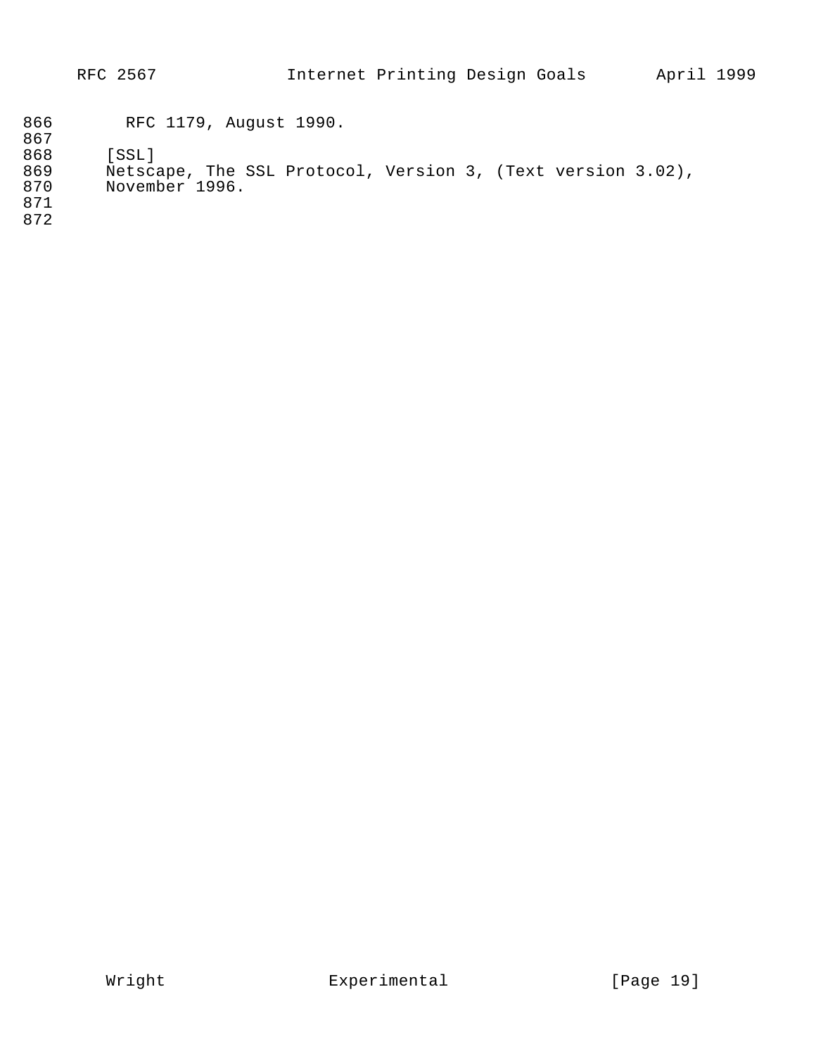RFC 1179, August 1990.

[SSL]
Netscape, The SSL Protocol, Version 3, (Text version 3.02), November 1996.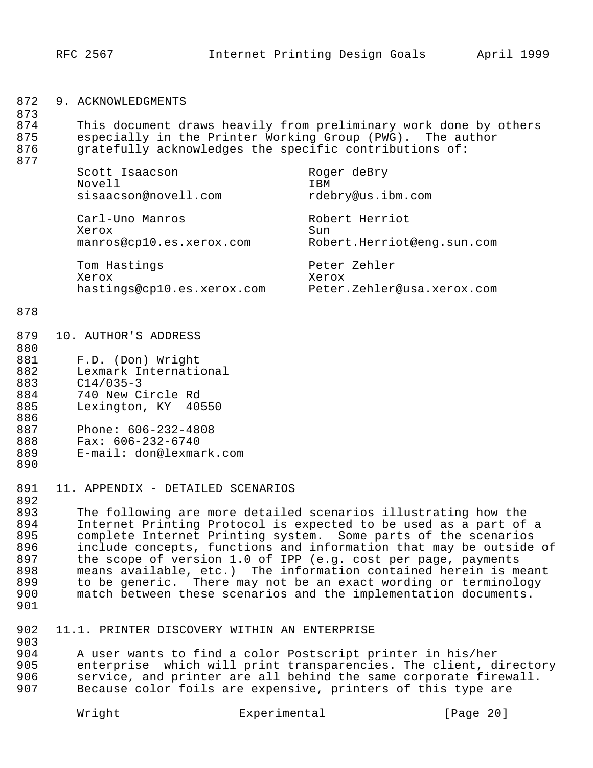## 9. ACKNOWLEDGMENTS

This document draws heavily from preliminary work done by others especially in the Printer Working Group (PWG). The author gratefully acknowledges the specific contributions of:

Scott Isaacson
Novell
sisaacson@novell.com

Roger deBry
IBM
rdebry@us.ibm.com

Carl-Uno Manros
Xerox
manros@cp10.es.xerox.com

Robert Herriot
Sun
Robert.Herriot@eng.sun.com

Tom Hastings
Xerox
hastings@cp10.es.xerox.com

Peter Zehler
Xerox
Peter.Zehler@usa.xerox.com

## 10. AUTHOR'S ADDRESS

F.D. (Don) Wright
Lexmark International
C14/035-3
740 New Circle Rd
Lexington, KY 40550

Phone: 606-232-4808
Fax: 606-232-6740
E-mail: don@lexmark.com

## 11. APPENDIX - DETAILED SCENARIOS

The following are more detailed scenarios illustrating how the Internet Printing Protocol is expected to be used as a part of a complete Internet Printing system. Some parts of the scenarios include concepts, functions and information that may be outside of the scope of version 1.0 of IPP (e.g. cost per page, payments means available, etc.) The information contained herein is meant to be generic. There may not be an exact wording or terminology match between these scenarios and the implementation documents.

### 11.1. PRINTER DISCOVERY WITHIN AN ENTERPRISE

A user wants to find a color Postscript printer in his/her enterprise which will print transparencies. The client, directory service, and printer are all behind the same corporate firewall. Because color foils are expensive, printers of this type are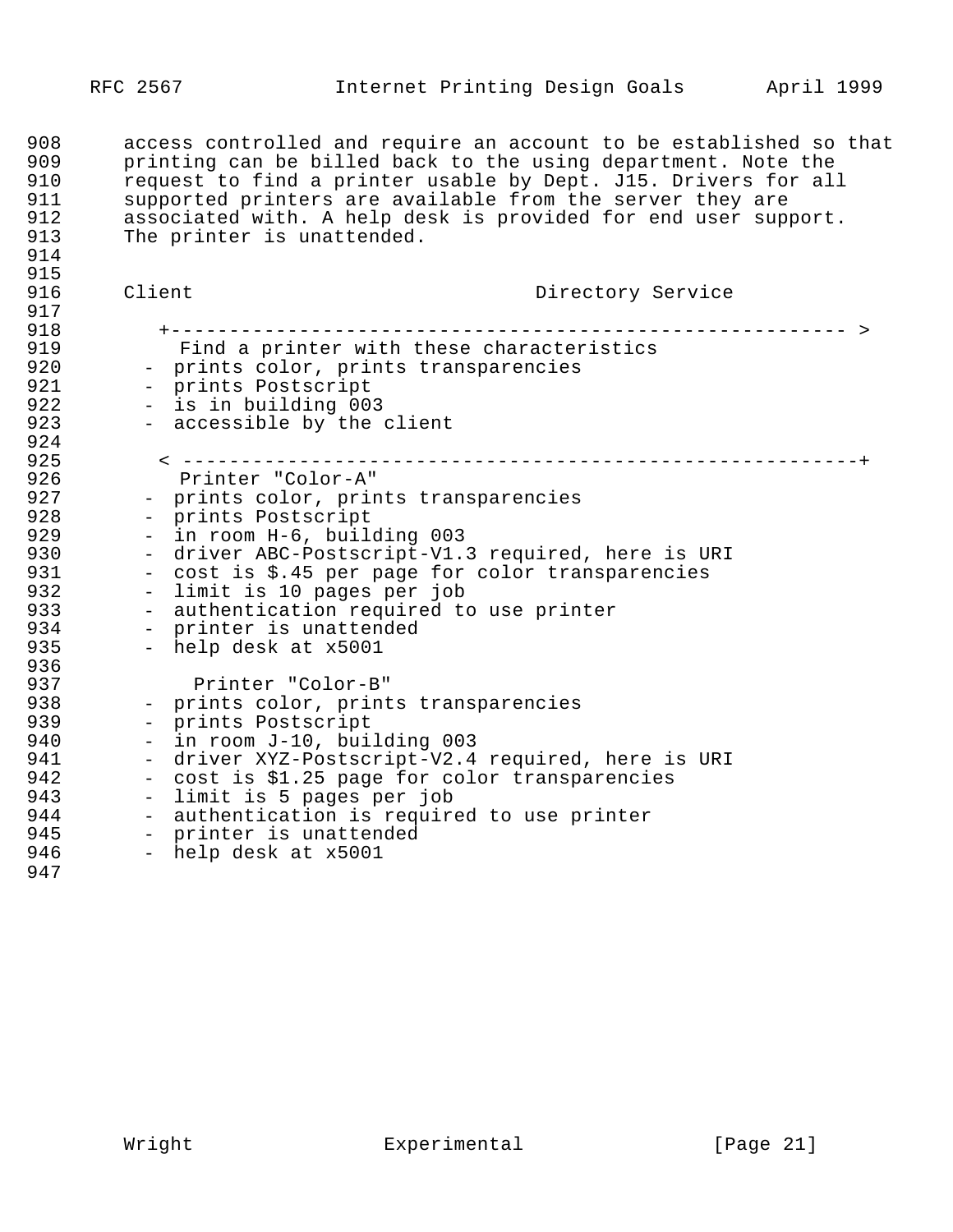access controlled and require an account to be established so that printing can be billed back to the using department. Note the request to find a printer usable by Dept. J15. Drivers for all supported printers are available from the server they are associated with. A help desk is provided for end user support. The printer is unattended.

```
Client                               Directory Service

   +------------------------------------------------------------ >
     Find a printer with these characteristics
   -  prints color, prints transparencies
   -  prints Postscript
   -  is in building 003
   -  accessible by the client

   < ------------------------------------------------------------+
     Printer "Color-A"
   -  prints color, prints transparencies
   -  prints Postscript
   -  in room H-6, building 003
   -  driver ABC-Postscript-V1.3 required, here is URI
   -  cost is $.45 per page for color transparencies
   -  limit is 10 pages per job
   -  authentication required to use printer
   -  printer is unattended
   -  help desk at x5001

      Printer "Color-B"
   -  prints color, prints transparencies
   -  prints Postscript
   -  in room J-10, building 003
   -  driver XYZ-Postscript-V2.4 required, here is URI
   -  cost is $1.25 page for color transparencies
   -  limit is 5 pages per job
   -  authentication is required to use printer
   -  printer is unattended
   -  help desk at x5001
```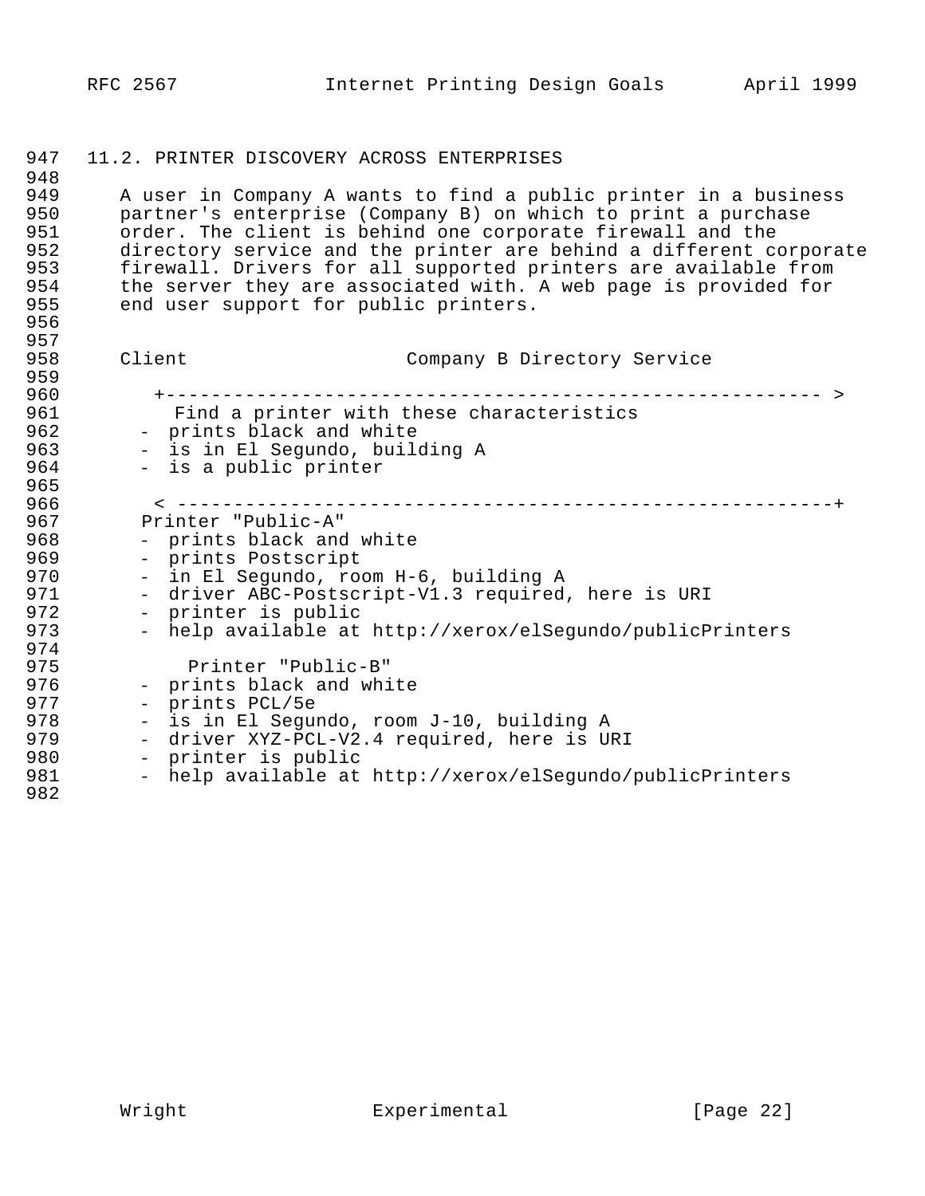## 11.2. PRINTER DISCOVERY ACROSS ENTERPRISES

A user in Company A wants to find a public printer in a business partner's enterprise (Company B) on which to print a purchase order. The client is behind one corporate firewall and the directory service and the printer are behind a different corporate firewall. Drivers for all supported printers are available from the server they are associated with. A web page is provided for end user support for public printers.

```
Client                    Company B Directory Service

  +------------------------------------------------------------ >
     Find a printer with these characteristics
   -  prints black and white
   -  is in El Segundo, building A
   -  is a public printer

  < ------------------------------------------------------------+
    Printer "Public-A"
   -  prints black and white
   -  prints Postscript
   -  in El Segundo, room H-6, building A
   -  driver ABC-Postscript-V1.3 required, here is URI
   -  printer is public
   -  help available at http://xerox/elSegundo/publicPrinters

        Printer "Public-B"
   -  prints black and white
   -  prints PCL/5e
   -  is in El Segundo, room J-10, building A
   -  driver XYZ-PCL-V2.4 required, here is URI
   -  printer is public
   -  help available at http://xerox/elSegundo/publicPrinters
```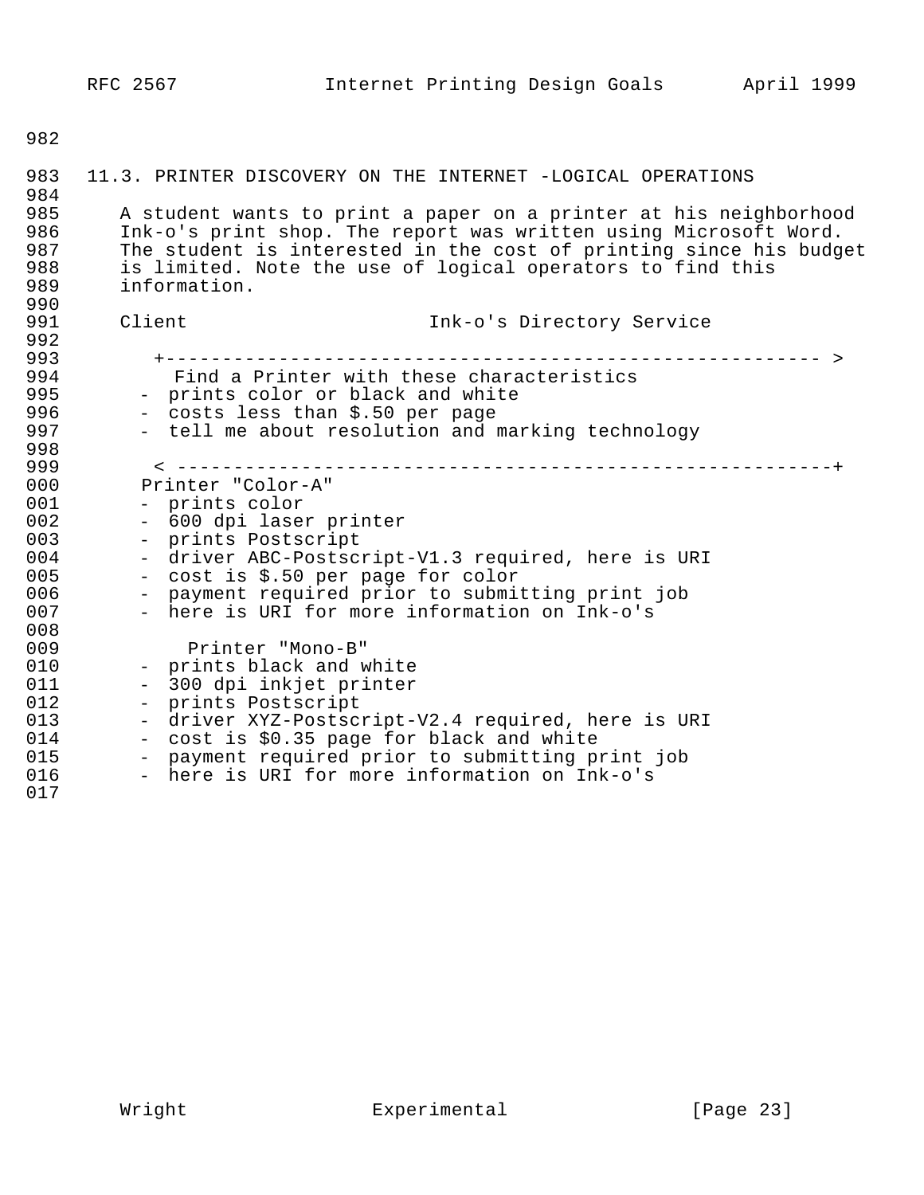## 11.3. PRINTER DISCOVERY ON THE INTERNET -LOGICAL OPERATIONS

A student wants to print a paper on a printer at his neighborhood Ink-o's print shop. The report was written using Microsoft Word. The student is interested in the cost of printing since his budget is limited. Note the use of logical operators to find this information.

```
Client                        Ink-o's Directory Service

    +------------------------------------------------------------ >
       Find a Printer with these characteristics
     -  prints color or black and white
     -  costs less than $.50 per page
     -  tell me about resolution and marking technology

    < -----------------------------------------------------------+
     Printer "Color-A"
     -  prints color
     -  600 dpi laser printer
     -  prints Postscript
     -  driver ABC-Postscript-V1.3 required, here is URI
     -  cost is $.50 per page for color
     -  payment required prior to submitting print job
     -  here is URI for more information on Ink-o's

         Printer "Mono-B"
     -  prints black and white
     -  300 dpi inkjet printer
     -  prints Postscript
     -  driver XYZ-Postscript-V2.4 required, here is URI
     -  cost is $0.35 page for black and white
     -  payment required prior to submitting print job
     -  here is URI for more information on Ink-o's
```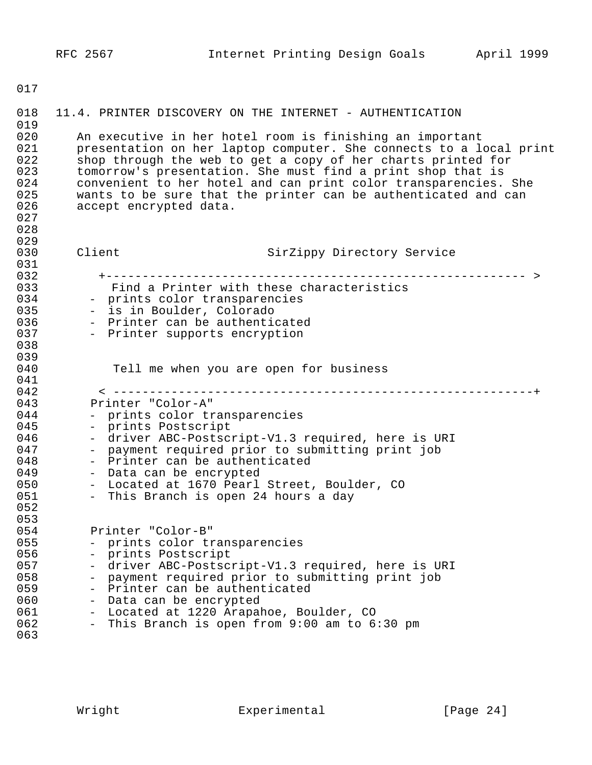## 11.4. PRINTER DISCOVERY ON THE INTERNET - AUTHENTICATION

An executive in her hotel room is finishing an important presentation on her laptop computer. She connects to a local print shop through the web to get a copy of her charts printed for tomorrow's presentation. She must find a print shop that is convenient to her hotel and can print color transparencies. She wants to be sure that the printer can be authenticated and can accept encrypted data.

```
Client                        SirZippy Directory Service

     +---------------------------------------------------------- >
        Find a Printer with these characteristics
      -  prints color transparencies
      -  is in Boulder, Colorado
      -  Printer can be authenticated
      -  Printer supports encryption


        Tell me when you are open for business

     < ----------------------------------------------------------+
      Printer "Color-A"
      -  prints color transparencies
      -  prints Postscript
      -  driver ABC-Postscript-V1.3 required, here is URI
      -  payment required prior to submitting print job
      -  Printer can be authenticated
      -  Data can be encrypted
      -  Located at 1670 Pearl Street, Boulder, CO
      -  This Branch is open 24 hours a day


      Printer "Color-B"
      -  prints color transparencies
      -  prints Postscript
      -  driver ABC-Postscript-V1.3 required, here is URI
      -  payment required prior to submitting print job
      -  Printer can be authenticated
      -  Data can be encrypted
      -  Located at 1220 Arapahoe, Boulder, CO
      -  This Branch is open from 9:00 am to 6:30 pm
```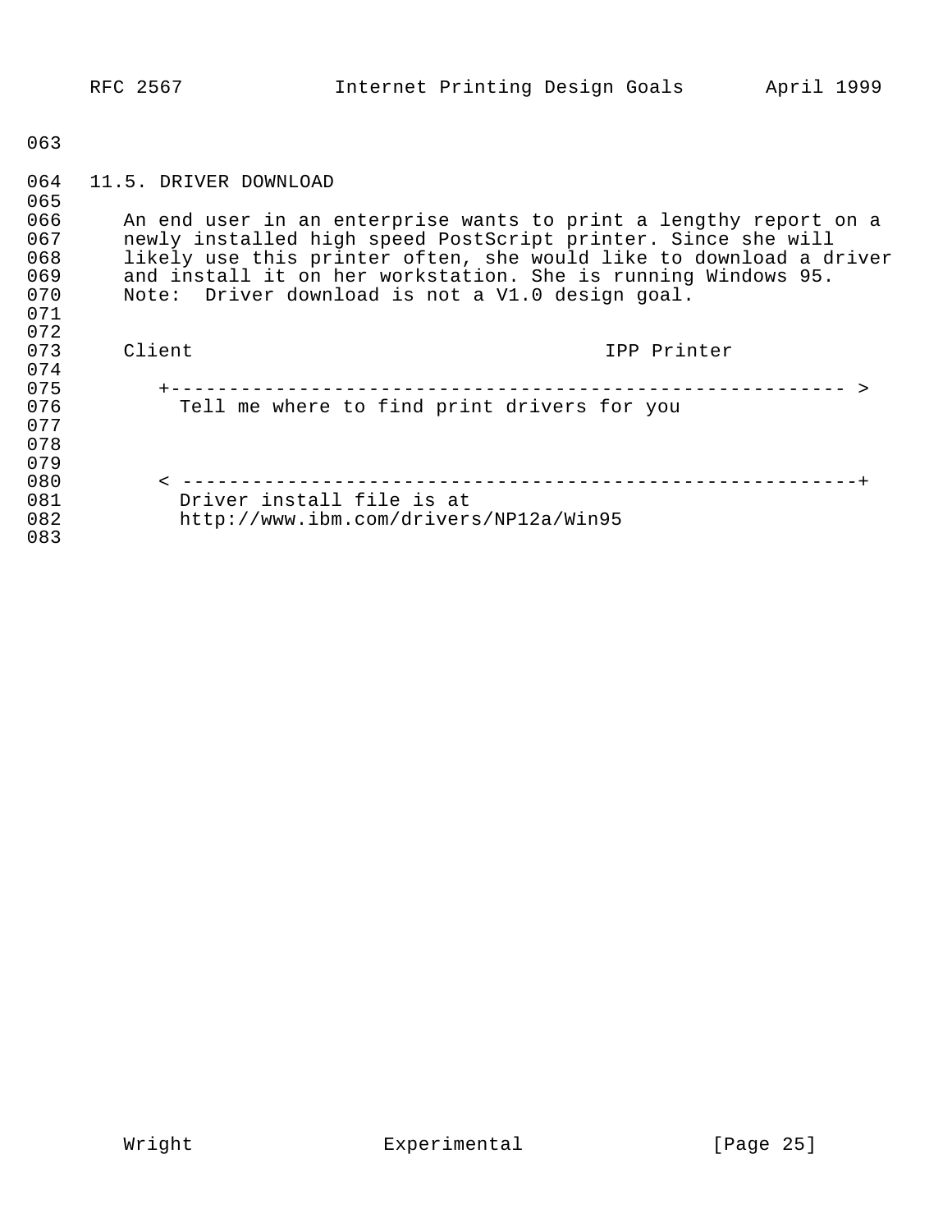## 11.5. DRIVER DOWNLOAD

An end user in an enterprise wants to print a lengthy report on a newly installed high speed PostScript printer. Since she will likely use this printer often, she would like to download a driver and install it on her workstation. She is running Windows 95.
Note:  Driver download is not a V1.0 design goal.

```
Client                                  IPP Printer

   +------------------------------------------------------------ >
     Tell me where to find print drivers for you



   < ------------------------------------------------------------+
     Driver install file is at
     http://www.ibm.com/drivers/NP12a/Win95
```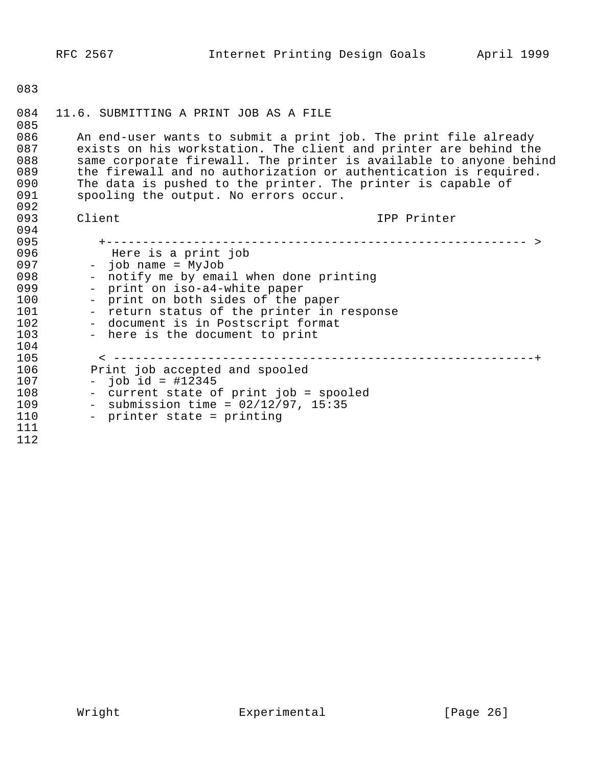### 11.6. SUBMITTING A PRINT JOB AS A FILE

An end-user wants to submit a print job. The print file already exists on his workstation. The client and printer are behind the same corporate firewall. The printer is available to anyone behind the firewall and no authorization or authentication is required. The data is pushed to the printer. The printer is capable of spooling the output. No errors occur.

```
Client                                        IPP Printer

  +------------------------------------------------------------ >
     Here is a print job
   -  job name = MyJob
   -  notify me by email when done printing
   -  print on iso-a4-white paper
   -  print on both sides of the paper
   -  return status of the printer in response
   -  document is in Postscript format
   -  here is the document to print

  < ------------------------------------------------------------+
   Print job accepted and spooled
   -  job id = #12345
   -  current state of print job = spooled
   -  submission time = 02/12/97, 15:35
   -  printer state = printing
```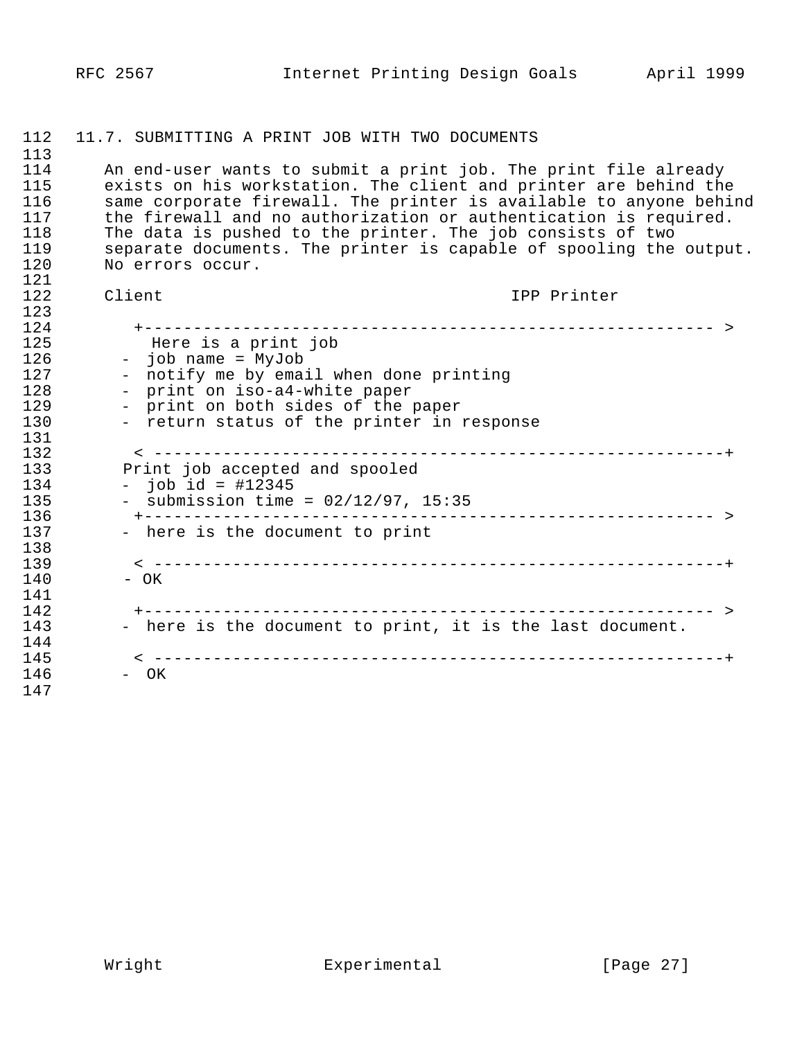### 11.7. SUBMITTING A PRINT JOB WITH TWO DOCUMENTS

An end-user wants to submit a print job. The print file already exists on his workstation. The client and printer are behind the same corporate firewall. The printer is available to anyone behind the firewall and no authorization or authentication is required. The data is pushed to the printer. The job consists of two separate documents. The printer is capable of spooling the output. No errors occur.

```
Client                                      IPP Printer

   +--------------------------------------------------------- >
     Here is a print job
   -  job name = MyJob
   -  notify me by email when done printing
   -  print on iso-a4-white paper
   -  print on both sides of the paper
   -  return status of the printer in response

   < ---------------------------------------------------------+
   Print job accepted and spooled
   -  job id = #12345
   -  submission time = 02/12/97, 15:35
   +--------------------------------------------------------- >
   -  here is the document to print

   < ---------------------------------------------------------+
   - OK

   +--------------------------------------------------------- >
   -  here is the document to print, it is the last document.

   < ---------------------------------------------------------+
   -  OK
```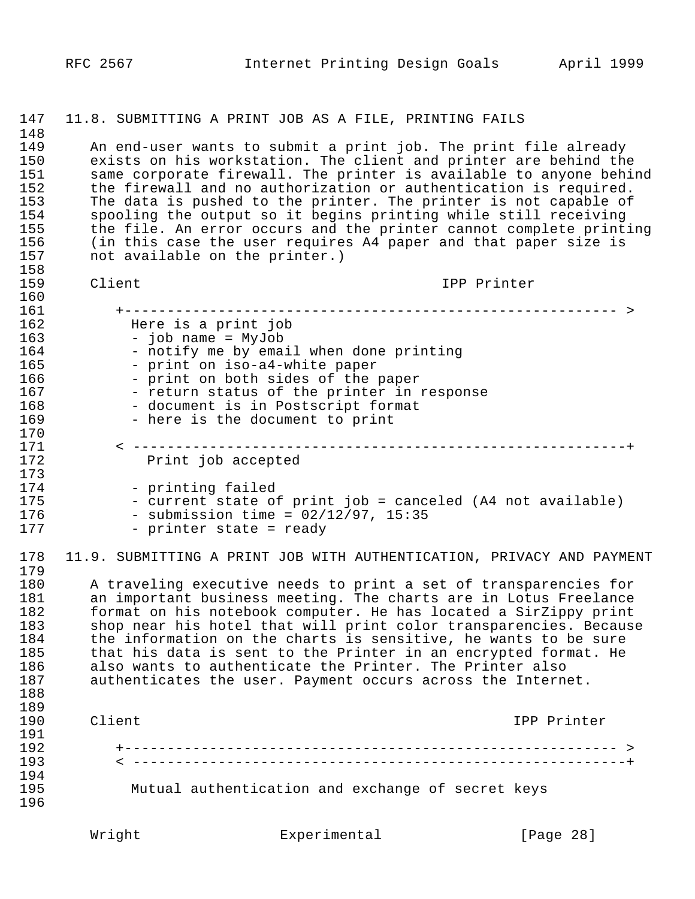### 11.8. SUBMITTING A PRINT JOB AS A FILE, PRINTING FAILS

An end-user wants to submit a print job. The print file already exists on his workstation. The client and printer are behind the same corporate firewall. The printer is available to anyone behind the firewall and no authorization or authentication is required. The data is pushed to the printer. The printer is not capable of spooling the output so it begins printing while still receiving the file. An error occurs and the printer cannot complete printing (in this case the user requires A4 paper and that paper size is not available on the printer.)

```
Client                                    IPP Printer

    +----------------------------------------------------------- >
      Here is a print job
      - job name = MyJob
      - notify me by email when done printing
      - print on iso-a4-white paper
      - print on both sides of the paper
      - return status of the printer in response
      - document is in Postscript format
      - here is the document to print

    < -----------------------------------------------------------+
        Print job accepted

        - printing failed
        - current state of print job = canceled (A4 not available)
        - submission time = 02/12/97, 15:35
        - printer state = ready
```

### 11.9. SUBMITTING A PRINT JOB WITH AUTHENTICATION, PRIVACY AND PAYMENT

A traveling executive needs to print a set of transparencies for an important business meeting. The charts are in Lotus Freelance format on his notebook computer. He has located a SirZippy print shop near his hotel that will print color transparencies. Because the information on the charts is sensitive, he wants to be sure that his data is sent to the Printer in an encrypted format. He also wants to authenticate the Printer. The Printer also authenticates the user. Payment occurs across the Internet.

```
Client                                                IPP Printer

    +----------------------------------------------------------- >
    < -----------------------------------------------------------+

      Mutual authentication and exchange of secret keys
```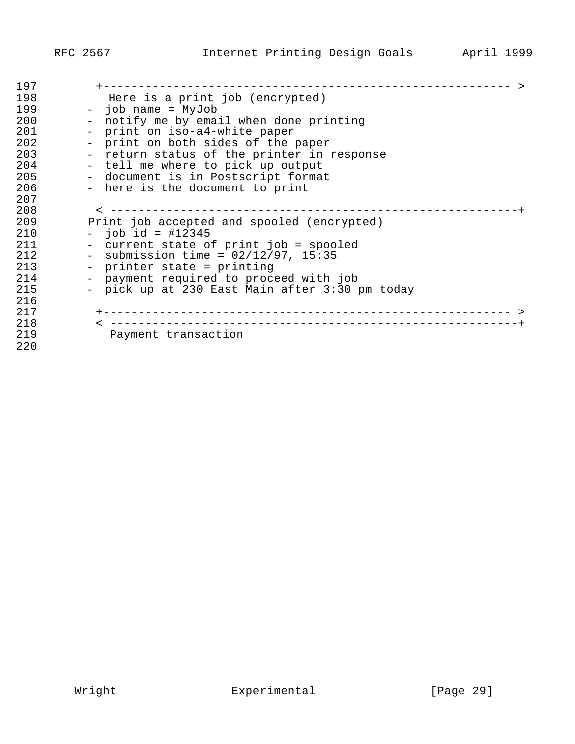```
197         +---------------------------------------------------------- >
198           Here is a print job (encrypted)
199        -  job name = MyJob
200        -  notify me by email when done printing
201        -  print on iso-a4-white paper
202        -  print on both sides of the paper
203        -  return status of the printer in response
204        -  tell me where to pick up output
205        -  document is in Postscript format
206        -  here is the document to print
207
208         < ----------------------------------------------------------+
209        Print job accepted and spooled (encrypted)
210        -  job id = #12345
211        -  current state of print job = spooled
212        -  submission time = 02/12/97, 15:35
213        -  printer state = printing
214        -  payment required to proceed with job
215        -  pick up at 230 East Main after 3:30 pm today
216
217         +---------------------------------------------------------- >
218         < ----------------------------------------------------------+
219           Payment transaction
220
```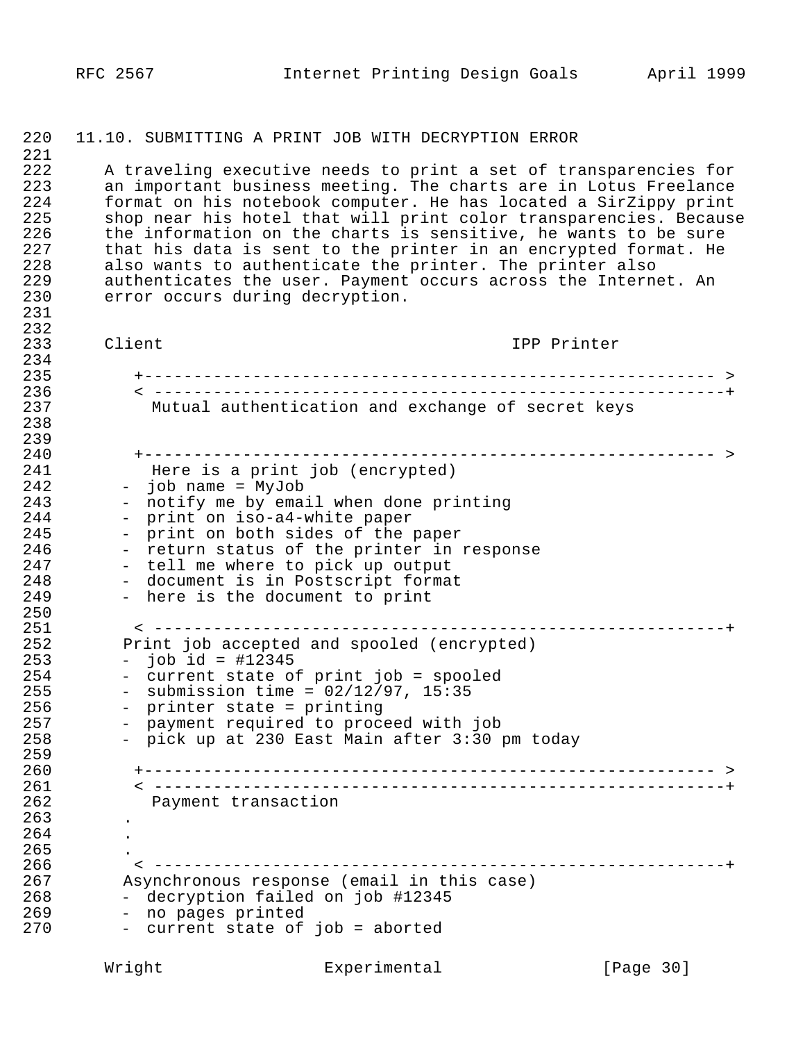### 11.10. SUBMITTING A PRINT JOB WITH DECRYPTION ERROR

A traveling executive needs to print a set of transparencies for an important business meeting. The charts are in Lotus Freelance format on his notebook computer. He has located a SirZippy print shop near his hotel that will print color transparencies. Because the information on the charts is sensitive, he wants to be sure that his data is sent to the printer in an encrypted format. He also wants to authenticate the printer. The printer also authenticates the user. Payment occurs across the Internet. An error occurs during decryption.

```
Client                                     IPP Printer

   +------------------------------------------------------------ >
   < ------------------------------------------------------------+
     Mutual authentication and exchange of secret keys


   +------------------------------------------------------------ >
     Here is a print job (encrypted)
  -  job name = MyJob
  -  notify me by email when done printing
  -  print on iso-a4-white paper
  -  print on both sides of the paper
  -  return status of the printer in response
  -  tell me where to pick up output
  -  document is in Postscript format
  -  here is the document to print

   < ------------------------------------------------------------+
  Print job accepted and spooled (encrypted)
  -  job id = #12345
  -  current state of print job = spooled
  -  submission time = 02/12/97, 15:35
  -  printer state = printing
  -  payment required to proceed with job
  -  pick up at 230 East Main after 3:30 pm today

   +------------------------------------------------------------ >
   < ------------------------------------------------------------+
     Payment transaction
  .
  .
  .
   < ------------------------------------------------------------+
  Asynchronous response (email in this case)
  -  decryption failed on job #12345
  -  no pages printed
  -  current state of job = aborted
```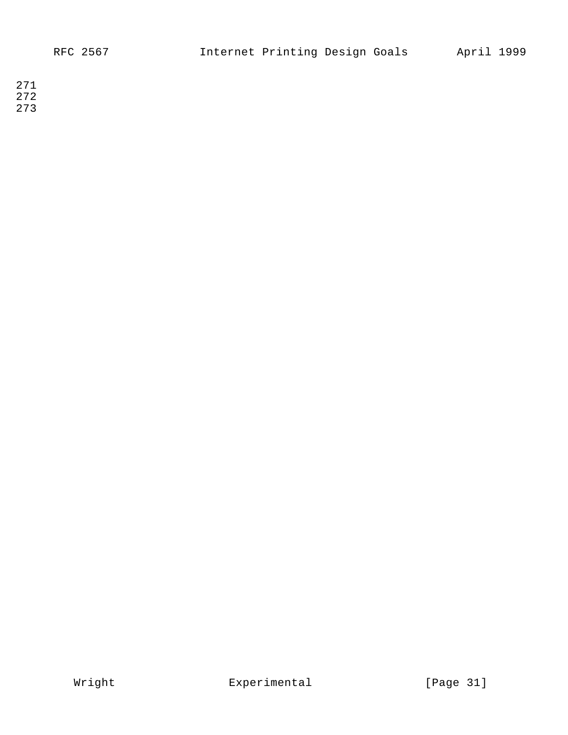271
272
273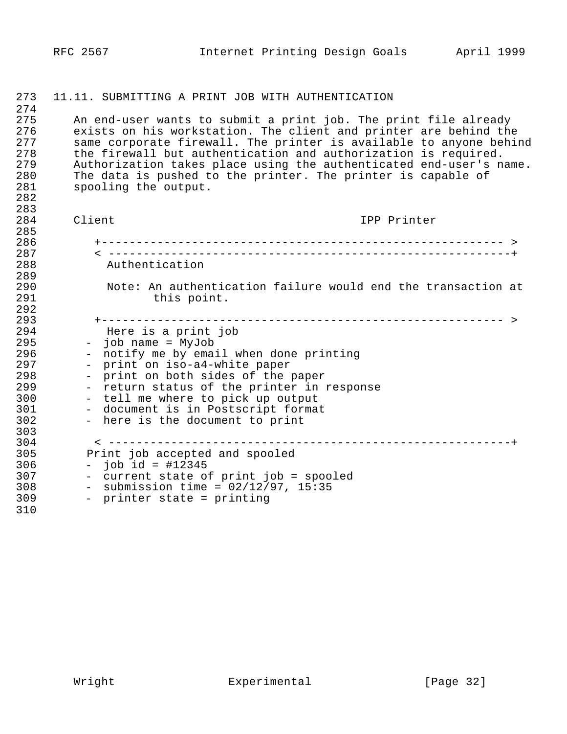### 11.11. SUBMITTING A PRINT JOB WITH AUTHENTICATION

An end-user wants to submit a print job. The print file already exists on his workstation. The client and printer are behind the same corporate firewall. The printer is available to anyone behind the firewall but authentication and authorization is required. Authorization takes place using the authenticated end-user's name. The data is pushed to the printer. The printer is capable of spooling the output.

```
Client                                            IPP Printer

    +---------------------------------------------------------- >
    < ----------------------------------------------------------+
      Authentication

      Note: An authentication failure would end the transaction at
              this point.

    +---------------------------------------------------------- >
      Here is a print job
  -  job name = MyJob
  -  notify me by email when done printing
  -  print on iso-a4-white paper
  -  print on both sides of the paper
  -  return status of the printer in response
  -  tell me where to pick up output
  -  document is in Postscript format
  -  here is the document to print

    < ----------------------------------------------------------+
  Print job accepted and spooled
  -  job id = #12345
  -  current state of print job = spooled
  -  submission time = 02/12/97, 15:35
  -  printer state = printing
```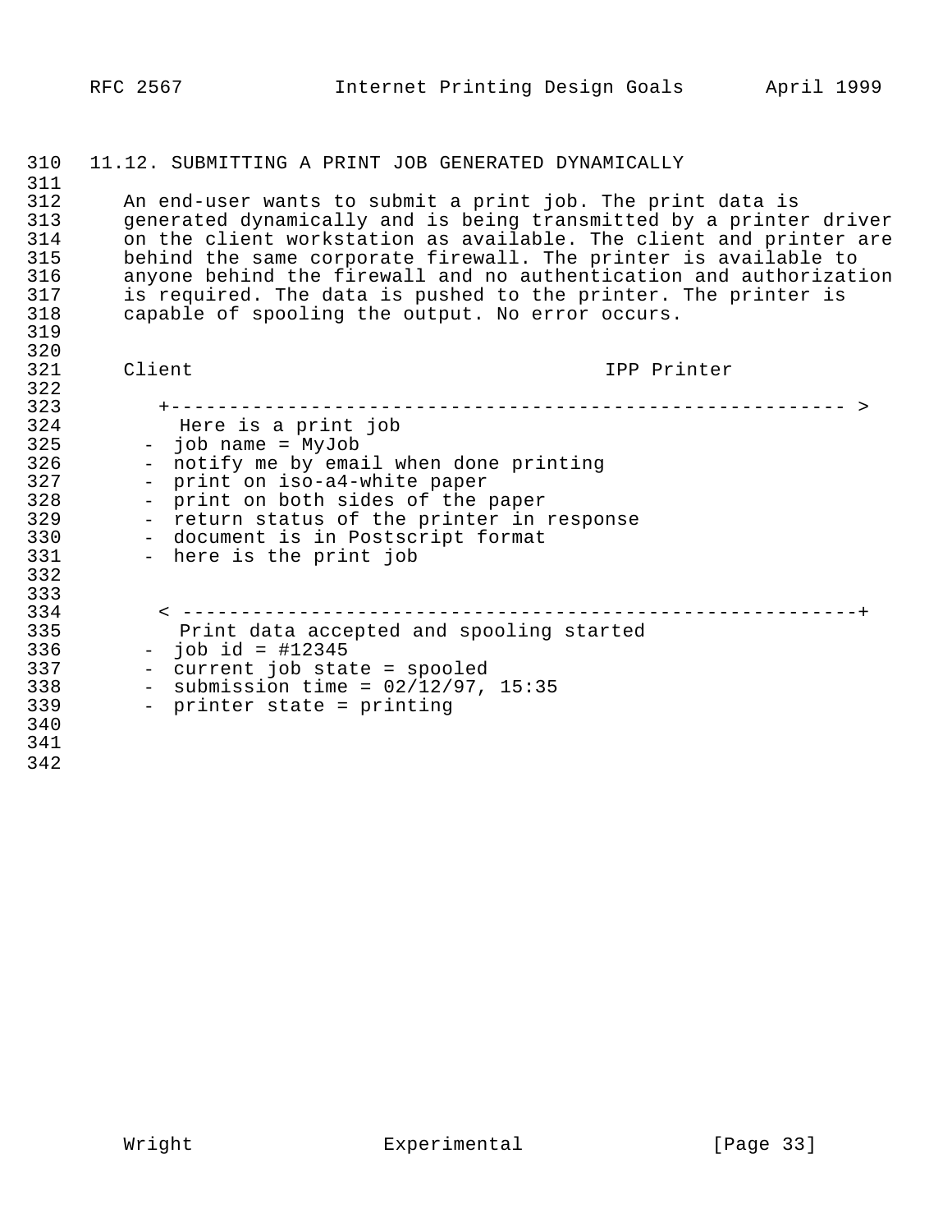## 11.12. SUBMITTING A PRINT JOB GENERATED DYNAMICALLY

An end-user wants to submit a print job. The print data is generated dynamically and is being transmitted by a printer driver on the client workstation as available. The client and printer are behind the same corporate firewall. The printer is available to anyone behind the firewall and no authentication and authorization is required. The data is pushed to the printer. The printer is capable of spooling the output. No error occurs.

```
Client                                          IPP Printer

    +----------------------------------------------------------- >
      Here is a print job
  -  job name = MyJob
  -  notify me by email when done printing
  -  print on iso-a4-white paper
  -  print on both sides of the paper
  -  return status of the printer in response
  -  document is in Postscript format
  -  here is the print job


    < -----------------------------------------------------------+
      Print data accepted and spooling started
  -  job id = #12345
  -  current job state = spooled
  -  submission time = 02/12/97, 15:35
  -  printer state = printing
```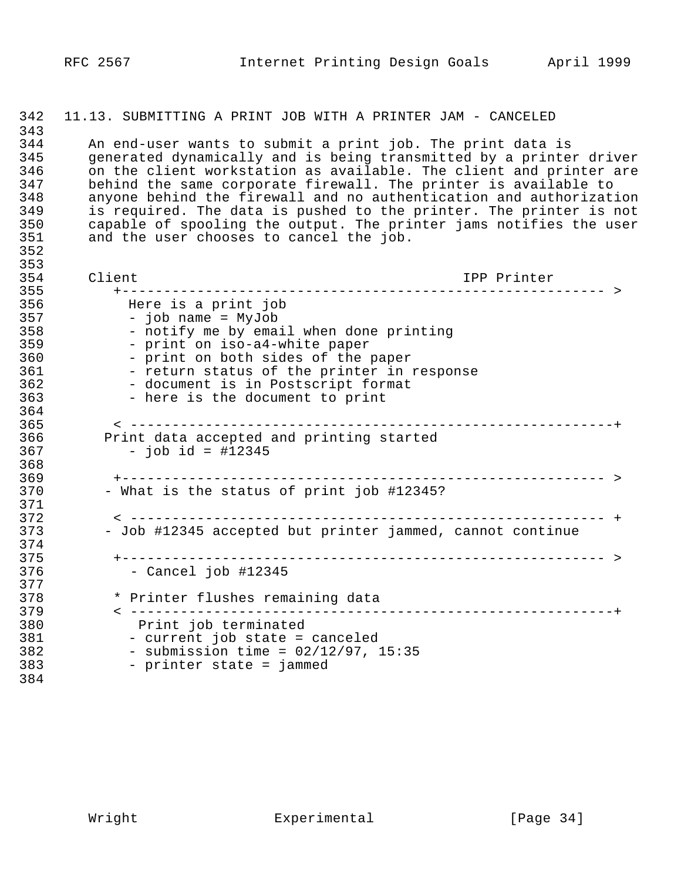## 11.13. SUBMITTING A PRINT JOB WITH A PRINTER JAM - CANCELED

An end-user wants to submit a print job. The print data is generated dynamically and is being transmitted by a printer driver on the client workstation as available. The client and printer are behind the same corporate firewall. The printer is available to anyone behind the firewall and no authentication and authorization is required. The data is pushed to the printer. The printer is not capable of spooling the output. The printer jams notifies the user and the user chooses to cancel the job.

```
Client                                        IPP Printer
   +---------------------------------------------------------- >
     Here is a print job
     - job name = MyJob
     - notify me by email when done printing
     - print on iso-a4-white paper
     - print on both sides of the paper
     - return status of the printer in response
     - document is in Postscript format
     - here is the document to print

   < ----------------------------------------------------------+
  Print data accepted and printing started
     - job id = #12345

   +---------------------------------------------------------- >
  - What is the status of print job #12345?

   < --------------------------------------------------------- +
  - Job #12345 accepted but printer jammed, cannot continue

   +---------------------------------------------------------- >
     - Cancel job #12345

   * Printer flushes remaining data
   < ----------------------------------------------------------+
      Print job terminated
     - current job state = canceled
     - submission time = 02/12/97, 15:35
     - printer state = jammed
```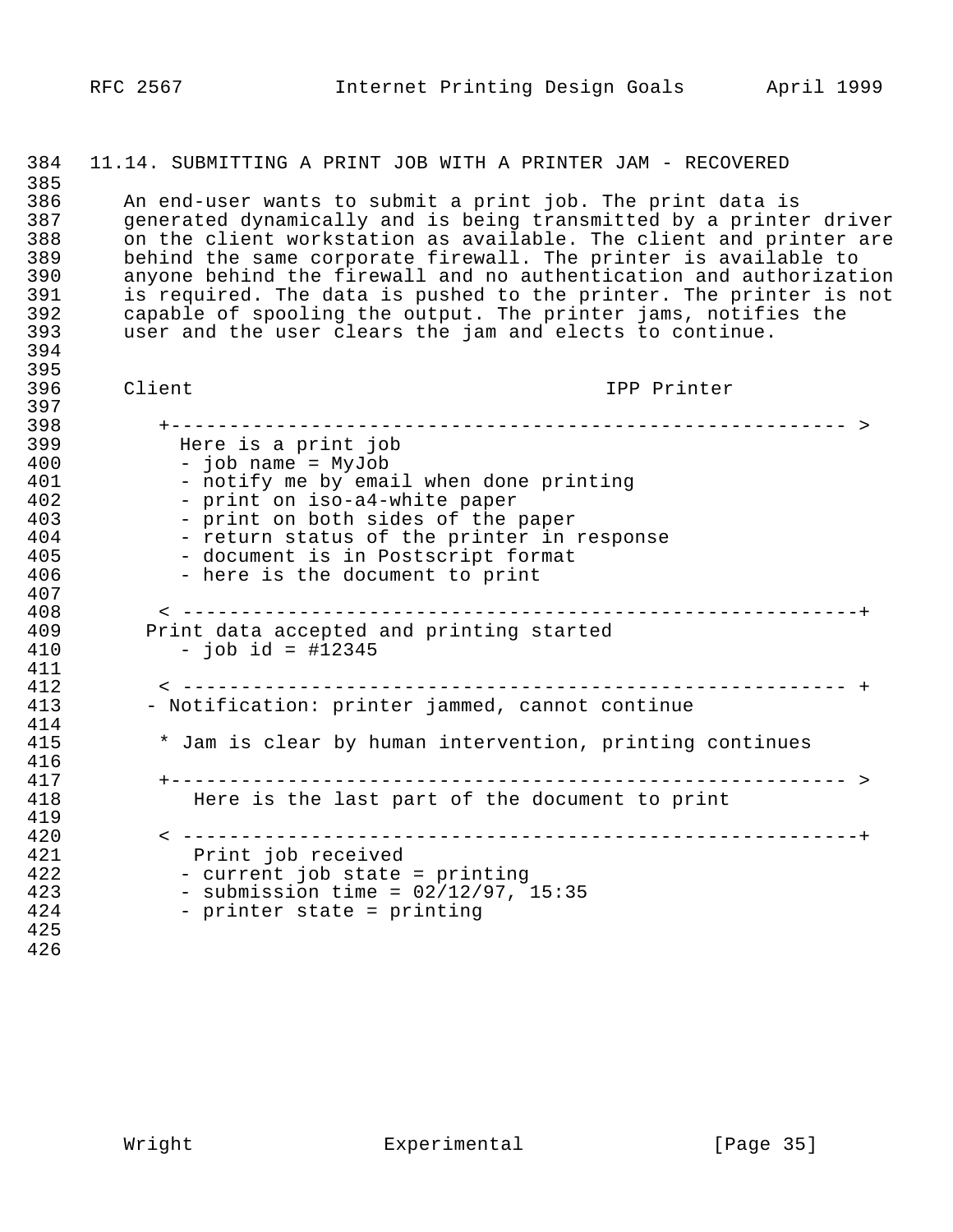## 11.14. SUBMITTING A PRINT JOB WITH A PRINTER JAM - RECOVERED

An end-user wants to submit a print job. The print data is generated dynamically and is being transmitted by a printer driver on the client workstation as available. The client and printer are behind the same corporate firewall. The printer is available to anyone behind the firewall and no authentication and authorization is required. The data is pushed to the printer. The printer is not capable of spooling the output. The printer jams, notifies the user and the user clears the jam and elects to continue.

```
Client                                     IPP Printer

   +------------------------------------------------------------ >
     Here is a print job
     - job name = MyJob
     - notify me by email when done printing
     - print on iso-a4-white paper
     - print on both sides of the paper
     - return status of the printer in response
     - document is in Postscript format
     - here is the document to print

   < ------------------------------------------------------------+
  Print data accepted and printing started
     - job id = #12345

   < ------------------------------------------------------------ +
  - Notification: printer jammed, cannot continue

   * Jam is clear by human intervention, printing continues

   +------------------------------------------------------------ >
      Here is the last part of the document to print

   < ------------------------------------------------------------+
      Print job received
     - current job state = printing
     - submission time = 02/12/97, 15:35
     - printer state = printing
```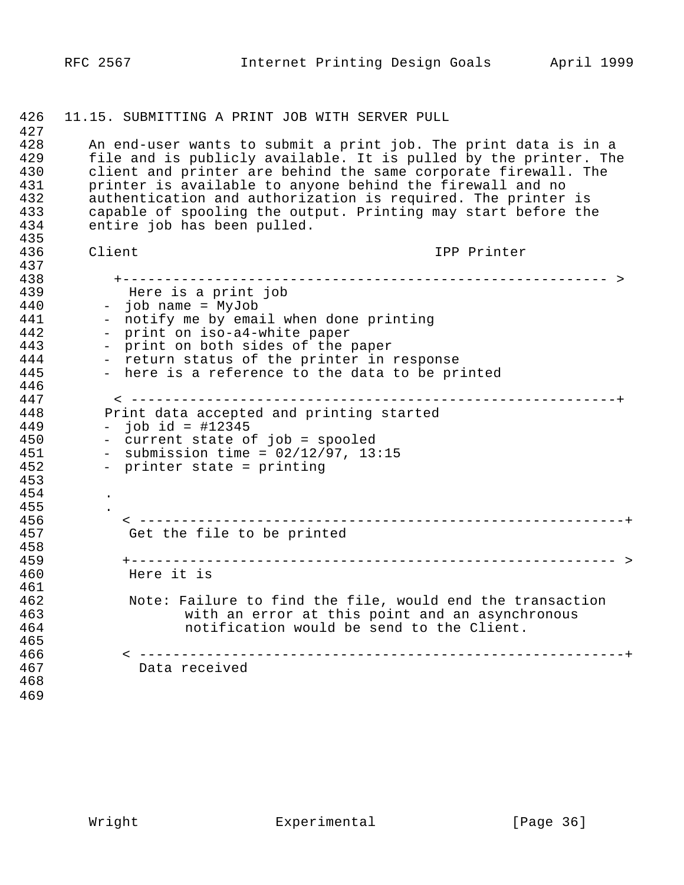### 11.15. SUBMITTING A PRINT JOB WITH SERVER PULL

An end-user wants to submit a print job. The print data is in a file and is publicly available. It is pulled by the printer. The client and printer are behind the same corporate firewall. The printer is available to anyone behind the firewall and no authentication and authorization is required. The printer is capable of spooling the output. Printing may start before the entire job has been pulled.

```
Client                                      IPP Printer

   +------------------------------------------------------------ >
     Here is a print job
  -  job name = MyJob
  -  notify me by email when done printing
  -  print on iso-a4-white paper
  -  print on both sides of the paper
  -  return status of the printer in response
  -  here is a reference to the data to be printed

   < ------------------------------------------------------------+
  Print data accepted and printing started
  -  job id = #12345
  -  current state of job = spooled
  -  submission time = 02/12/97, 13:15
  -  printer state = printing

  .
  .
    < ------------------------------------------------------------+
     Get the file to be printed

    +------------------------------------------------------------ >
     Here it is

     Note: Failure to find the file, would end the transaction
           with an error at this point and an asynchronous
           notification would be send to the Client.

    < ------------------------------------------------------------+
       Data received
```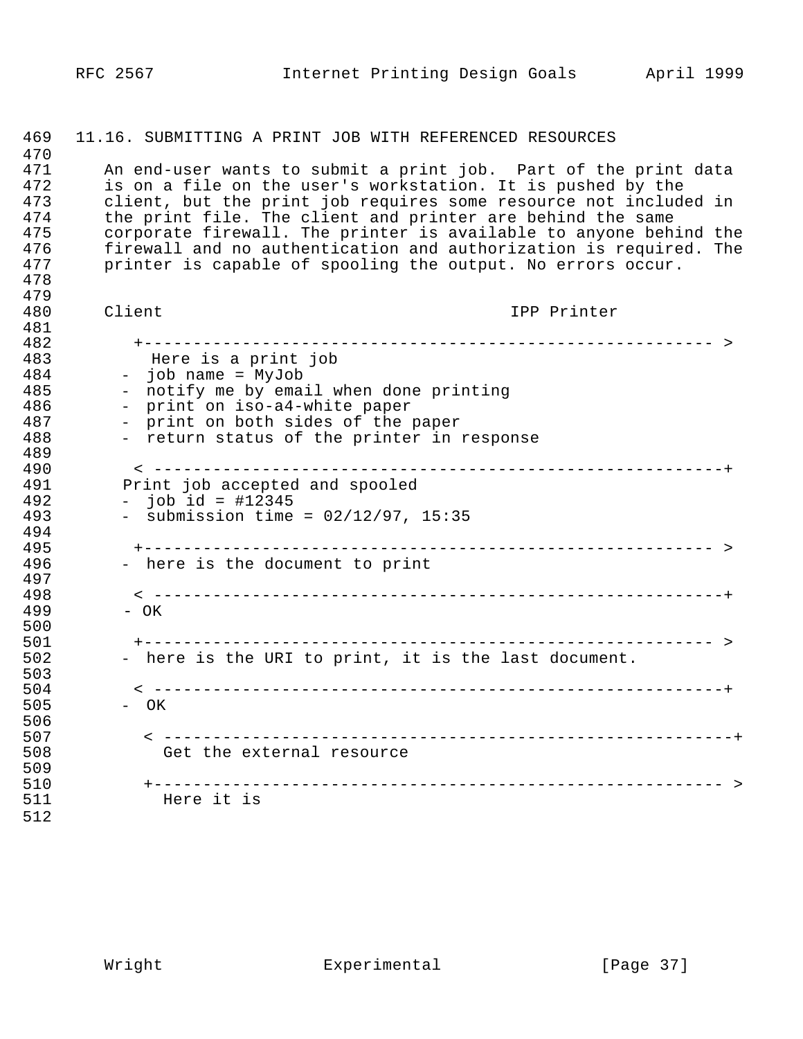### 11.16. SUBMITTING A PRINT JOB WITH REFERENCED RESOURCES

An end-user wants to submit a print job. Part of the print data is on a file on the user's workstation. It is pushed by the client, but the print job requires some resource not included in the print file. The client and printer are behind the same corporate firewall. The printer is available to anyone behind the firewall and no authentication and authorization is required. The printer is capable of spooling the output. No errors occur.

```
Client                                     IPP Printer

  +------------------------------------------------------------ >
     Here is a print job
  -  job name = MyJob
  -  notify me by email when done printing
  -  print on iso-a4-white paper
  -  print on both sides of the paper
  -  return status of the printer in response

  < ------------------------------------------------------------+
  Print job accepted and spooled
  -  job id = #12345
  -  submission time = 02/12/97, 15:35

  +------------------------------------------------------------ >
  -  here is the document to print

  < ------------------------------------------------------------+
  - OK

  +------------------------------------------------------------ >
  -  here is the URI to print, it is the last document.

  < ------------------------------------------------------------+
  -  OK

   < ------------------------------------------------------------+
      Get the external resource

   +------------------------------------------------------------ >
      Here it is
```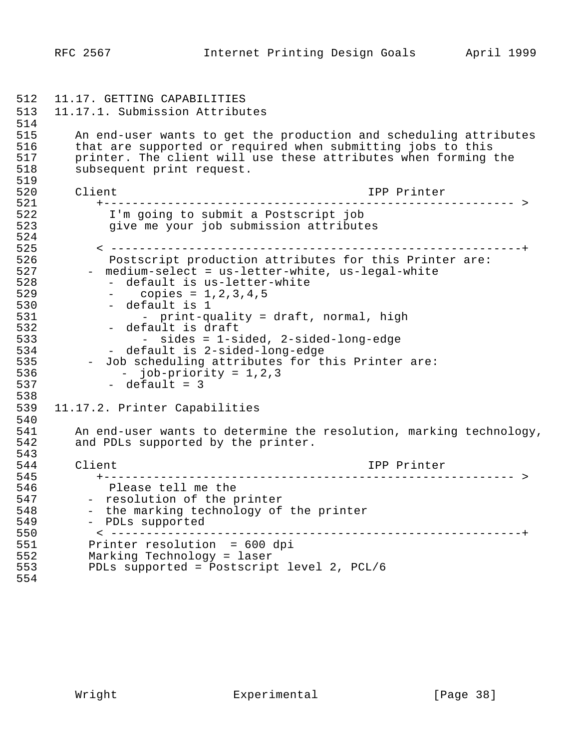### 11.17. GETTING CAPABILITIES

#### 11.17.1. Submission Attributes

An end-user wants to get the production and scheduling attributes that are supported or required when submitting jobs to this printer. The client will use these attributes when forming the subsequent print request.

```
Client                                    IPP Printer
   +---------------------------------------------------------- >
     I'm going to submit a Postscript job
     give me your job submission attributes

   < ----------------------------------------------------------+
     Postscript production attributes for this Printer are:
  -  medium-select = us-letter-white, us-legal-white
     -  default is us-letter-white
     -    copies = 1,2,3,4,5
     -  default is 1
          -  print-quality = draft, normal, high
     -  default is draft
          -  sides = 1-sided, 2-sided-long-edge
     -  default is 2-sided-long-edge
  -  Job scheduling attributes for this Printer are:
        -  job-priority = 1,2,3
     -  default = 3
```

#### 11.17.2. Printer Capabilities

An end-user wants to determine the resolution, marking technology, and PDLs supported by the printer.

```
Client                                    IPP Printer
   +---------------------------------------------------------- >
     Please tell me the
  -  resolution of the printer
  -  the marking technology of the printer
  -  PDLs supported
   < ----------------------------------------------------------+
  Printer resolution  = 600 dpi
  Marking Technology = laser
  PDLs supported = Postscript level 2, PCL/6
```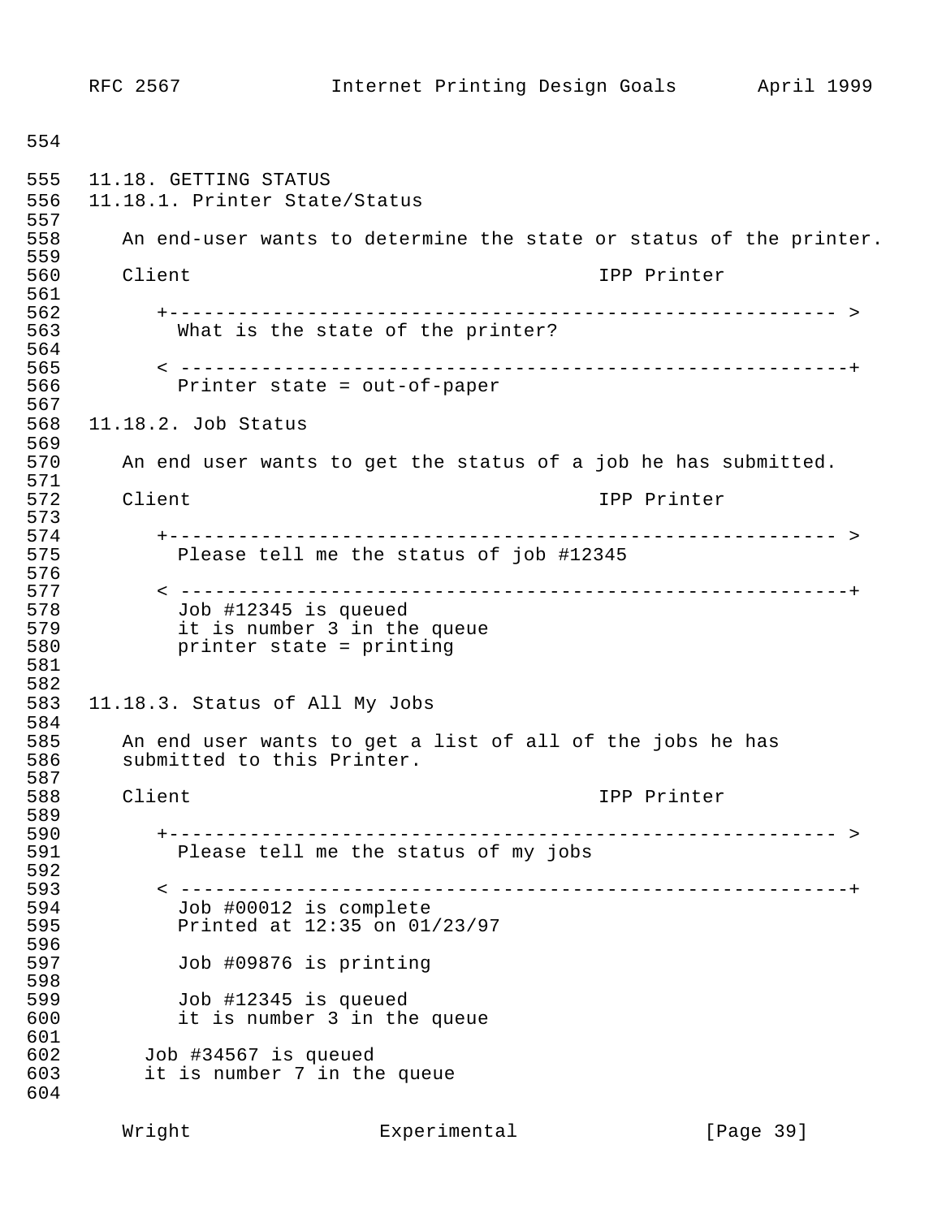### 11.18. GETTING STATUS

#### 11.18.1. Printer State/Status

An end-user wants to determine the state or status of the printer.

```
Client                                          IPP Printer

    +------------------------------------------------------------ >
      What is the state of the printer?

    < ------------------------------------------------------------+
      Printer state = out-of-paper
```

#### 11.18.2. Job Status

An end user wants to get the status of a job he has submitted.

```
Client                                          IPP Printer

    +------------------------------------------------------------ >
      Please tell me the status of job #12345

    < ------------------------------------------------------------+
      Job #12345 is queued
      it is number 3 in the queue
      printer state = printing
```

#### 11.18.3. Status of All My Jobs

An end user wants to get a list of all of the jobs he has submitted to this Printer.

```
Client                                          IPP Printer

    +------------------------------------------------------------ >
      Please tell me the status of my jobs

    < ------------------------------------------------------------+
      Job #00012 is complete
      Printed at 12:35 on 01/23/97

      Job #09876 is printing

      Job #12345 is queued
      it is number 3 in the queue

    Job #34567 is queued
    it is number 7 in the queue
```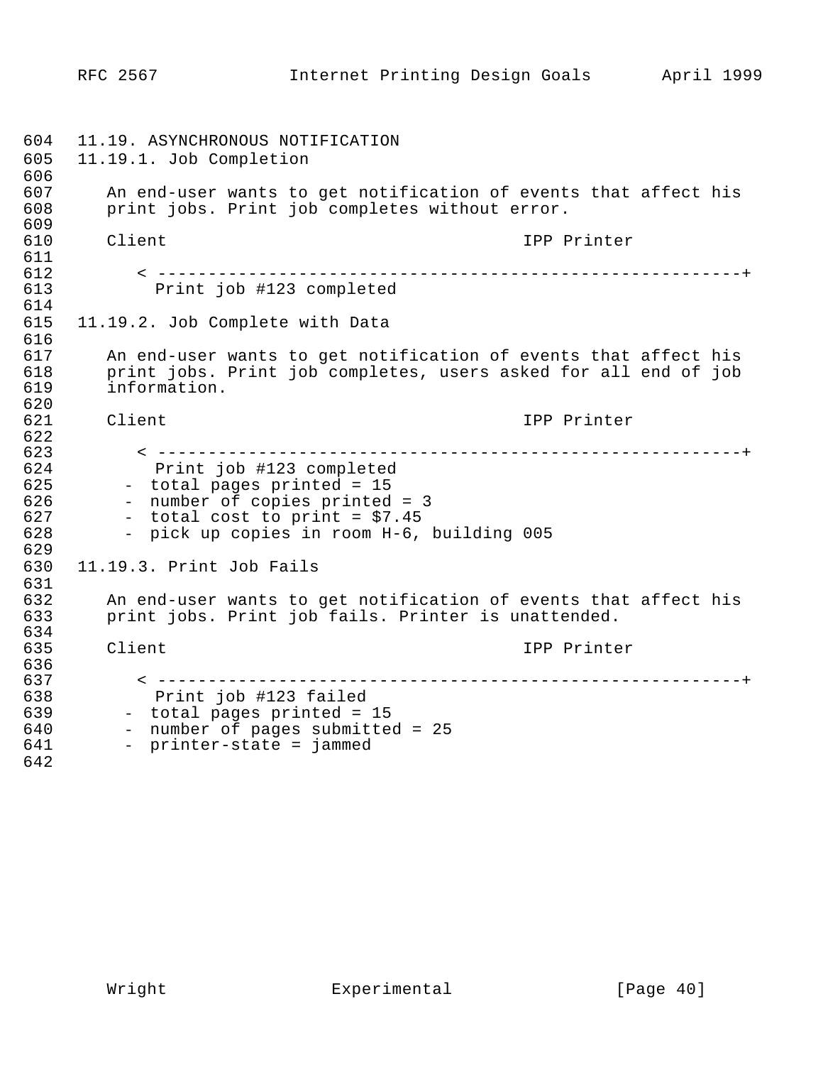### 11.19. ASYNCHRONOUS NOTIFICATION

#### 11.19.1. Job Completion

An end-user wants to get notification of events that affect his print jobs. Print job completes without error.

```
Client                                        IPP Printer

    < ---------------------------------------------------------+
       Print job #123 completed
```

#### 11.19.2. Job Complete with Data

An end-user wants to get notification of events that affect his print jobs. Print job completes, users asked for all end of job information.

```
Client                                        IPP Printer

    < ---------------------------------------------------------+
       Print job #123 completed
   -  total pages printed = 15
   -  number of copies printed = 3
   -  total cost to print = $7.45
   -  pick up copies in room H-6, building 005
```

#### 11.19.3. Print Job Fails

An end-user wants to get notification of events that affect his print jobs. Print job fails. Printer is unattended.

```
Client                                        IPP Printer

    < ---------------------------------------------------------+
       Print job #123 failed
   -  total pages printed = 15
   -  number of pages submitted = 25
   -  printer-state = jammed
```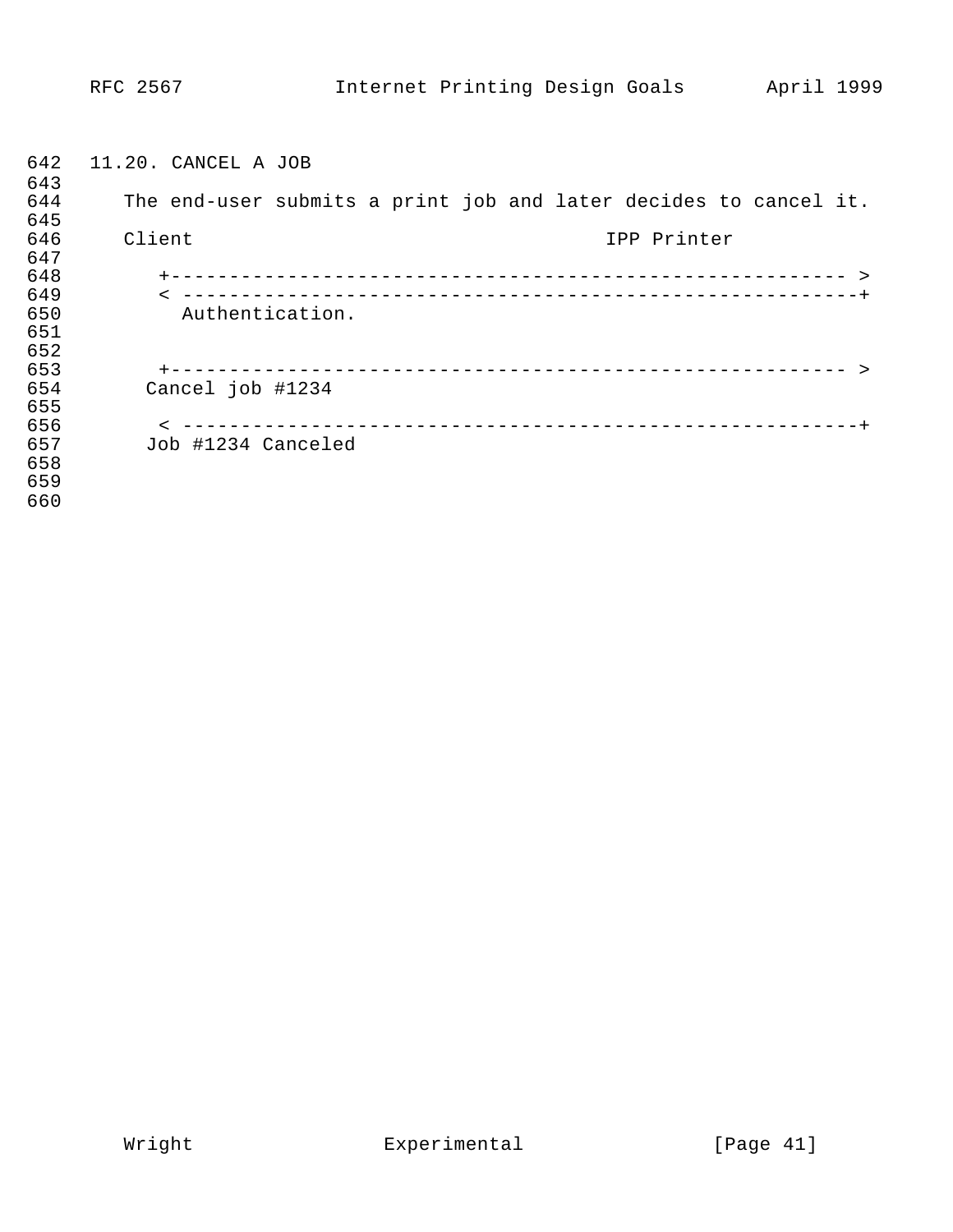### 11.20. CANCEL A JOB

The end-user submits a print job and later decides to cancel it.

```
Client                                     IPP Printer

   +--------------------------------------------------------- >
   < ---------------------------------------------------------+
     Authentication.


   +--------------------------------------------------------- >
  Cancel job #1234

   < ---------------------------------------------------------+
  Job #1234 Canceled
```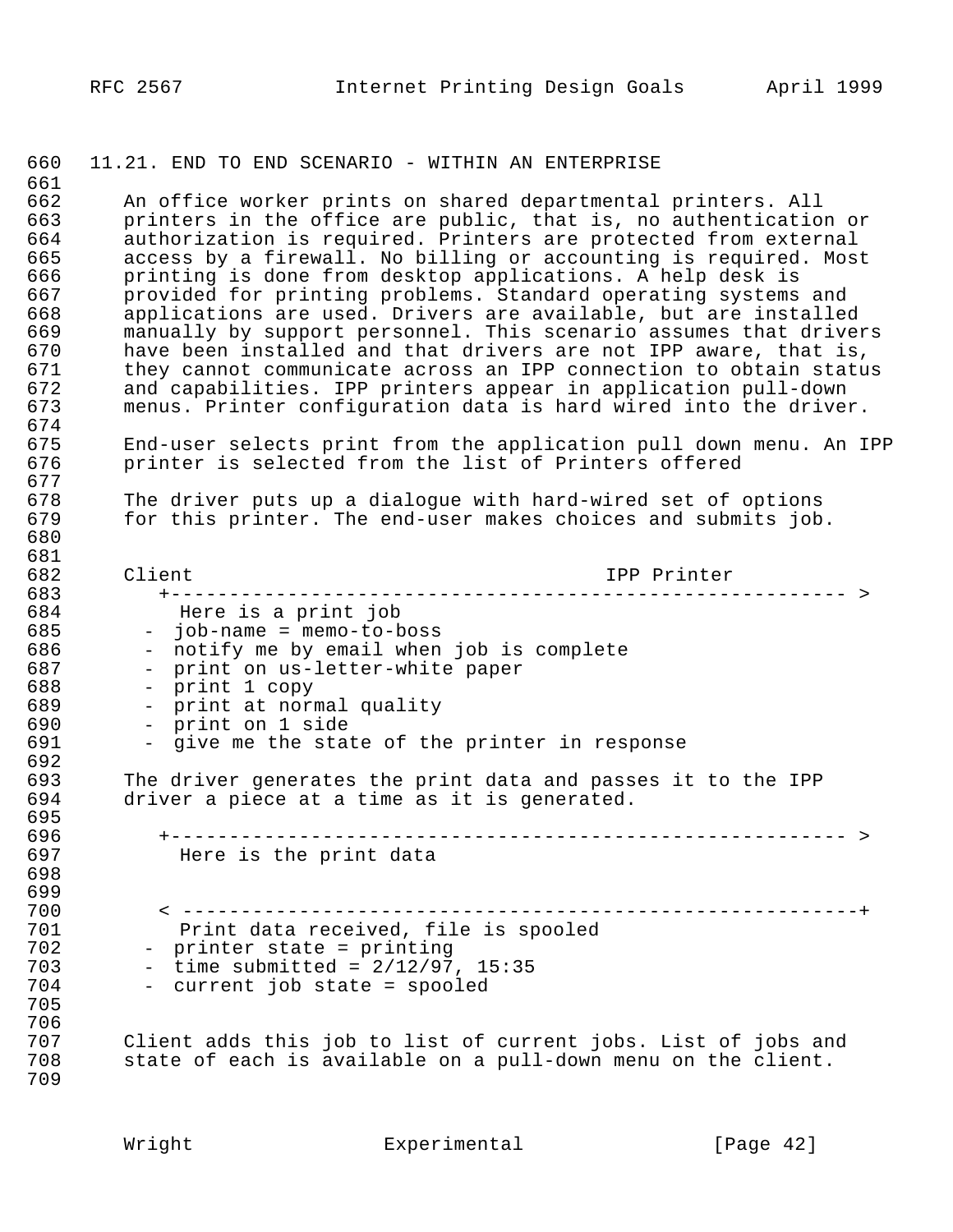## 11.21. END TO END SCENARIO - WITHIN AN ENTERPRISE

An office worker prints on shared departmental printers. All printers in the office are public, that is, no authentication or authorization is required. Printers are protected from external access by a firewall. No billing or accounting is required. Most printing is done from desktop applications. A help desk is provided for printing problems. Standard operating systems and applications are used. Drivers are available, but are installed manually by support personnel. This scenario assumes that drivers have been installed and that drivers are not IPP aware, that is, they cannot communicate across an IPP connection to obtain status and capabilities. IPP printers appear in application pull-down menus. Printer configuration data is hard wired into the driver.

End-user selects print from the application pull down menu. An IPP printer is selected from the list of Printers offered

The driver puts up a dialogue with hard-wired set of options for this printer. The end-user makes choices and submits job.

```
Client                                IPP Printer
   +---------------------------------------------------------- >
     Here is a print job
  -  job-name = memo-to-boss
  -  notify me by email when job is complete
  -  print on us-letter-white paper
  -  print 1 copy
  -  print at normal quality
  -  print on 1 side
  -  give me the state of the printer in response
```

The driver generates the print data and passes it to the IPP driver a piece at a time as it is generated.

```
   +---------------------------------------------------------- >
     Here is the print data


   < ----------------------------------------------------------+
     Print data received, file is spooled
  -  printer state = printing
  -  time submitted = 2/12/97, 15:35
  -  current job state = spooled
```

Client adds this job to list of current jobs. List of jobs and state of each is available on a pull-down menu on the client.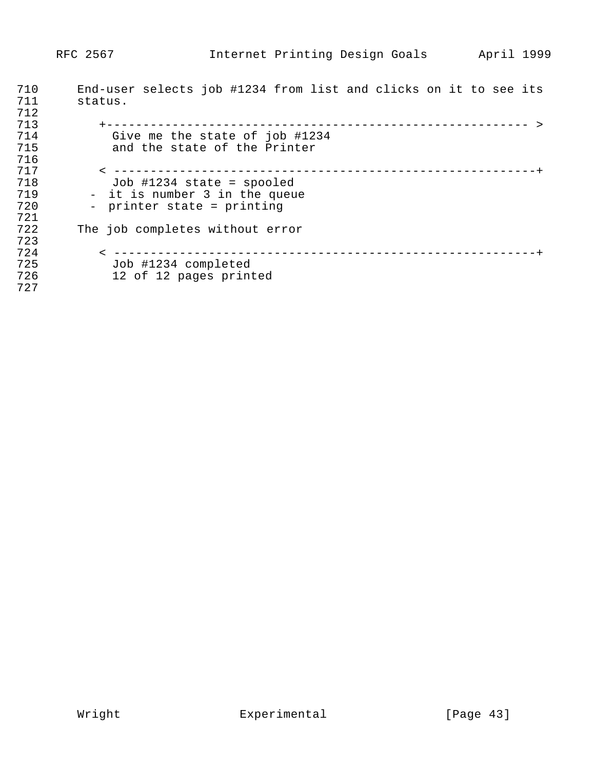End-user selects job #1234 from list and clicks on it to see its status.

```
   +---------------------------------------------------------- >
     Give me the state of job #1234
     and the state of the Printer

   < ----------------------------------------------------------+
     Job #1234 state = spooled
   -  it is number 3 in the queue
   -  printer state = printing
```

The job completes without error

```
   < ----------------------------------------------------------+
     Job #1234 completed
     12 of 12 pages printed
```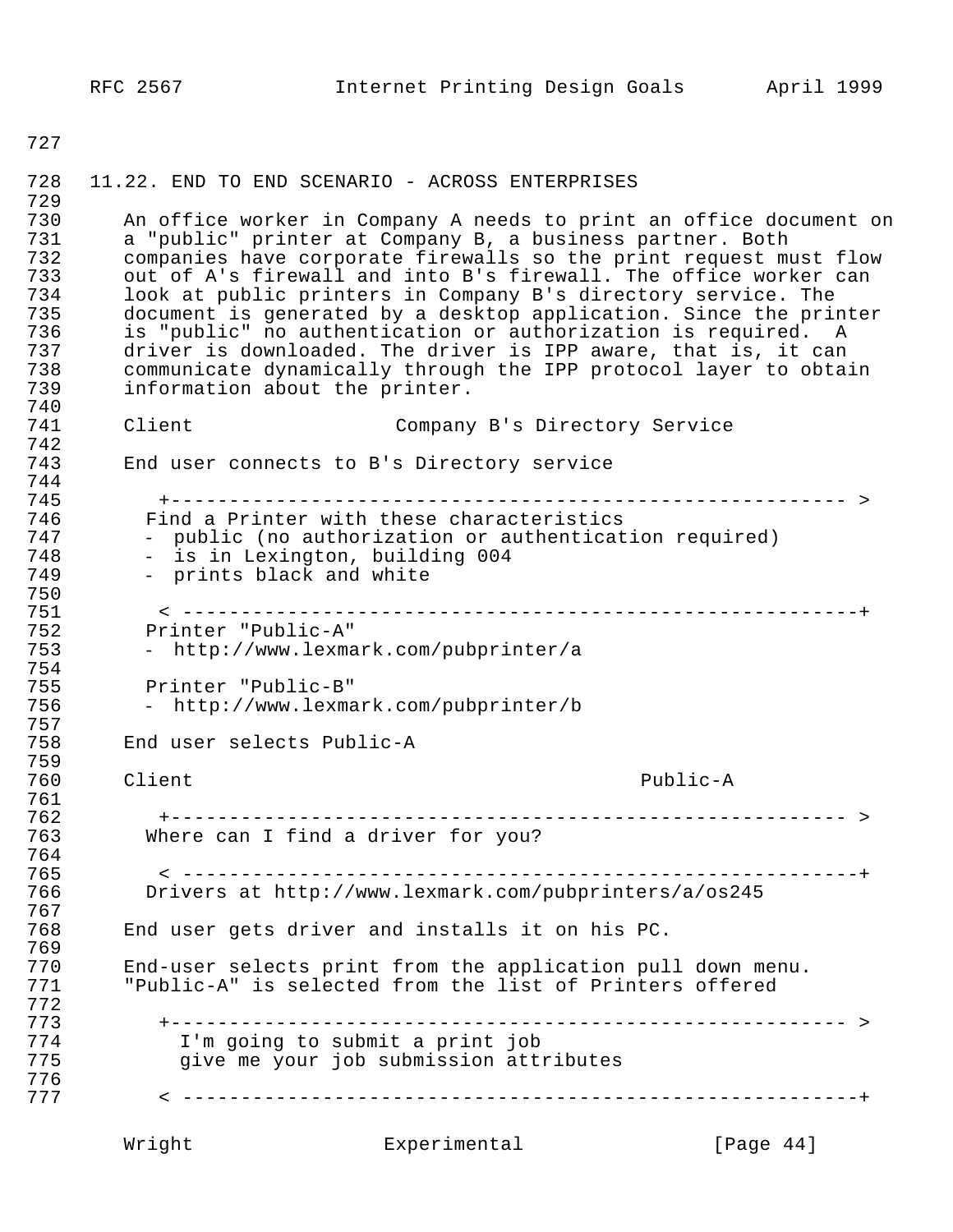## 11.22. END TO END SCENARIO - ACROSS ENTERPRISES

An office worker in Company A needs to print an office document on a "public" printer at Company B, a business partner. Both companies have corporate firewalls so the print request must flow out of A's firewall and into B's firewall. The office worker can look at public printers in Company B's directory service. The document is generated by a desktop application. Since the printer is "public" no authentication or authorization is required. A driver is downloaded. The driver is IPP aware, that is, it can communicate dynamically through the IPP protocol layer to obtain information about the printer.

```
Client                  Company B's Directory Service

End user connects to B's Directory service

   +--------------------------------------------------------- >
  Find a Printer with these characteristics
  -  public (no authorization or authentication required)
  -  is in Lexington, building 004
  -  prints black and white

   < ---------------------------------------------------------+
  Printer "Public-A"
  -  http://www.lexmark.com/pubprinter/a

  Printer "Public-B"
  -  http://www.lexmark.com/pubprinter/b

End user selects Public-A

Client                                          Public-A

   +--------------------------------------------------------- >
  Where can I find a driver for you?

   < ---------------------------------------------------------+
  Drivers at http://www.lexmark.com/pubprinters/a/os245

End user gets driver and installs it on his PC.

End-user selects print from the application pull down menu.
"Public-A" is selected from the list of Printers offered

   +--------------------------------------------------------- >
     I'm going to submit a print job
     give me your job submission attributes

   < ---------------------------------------------------------+
```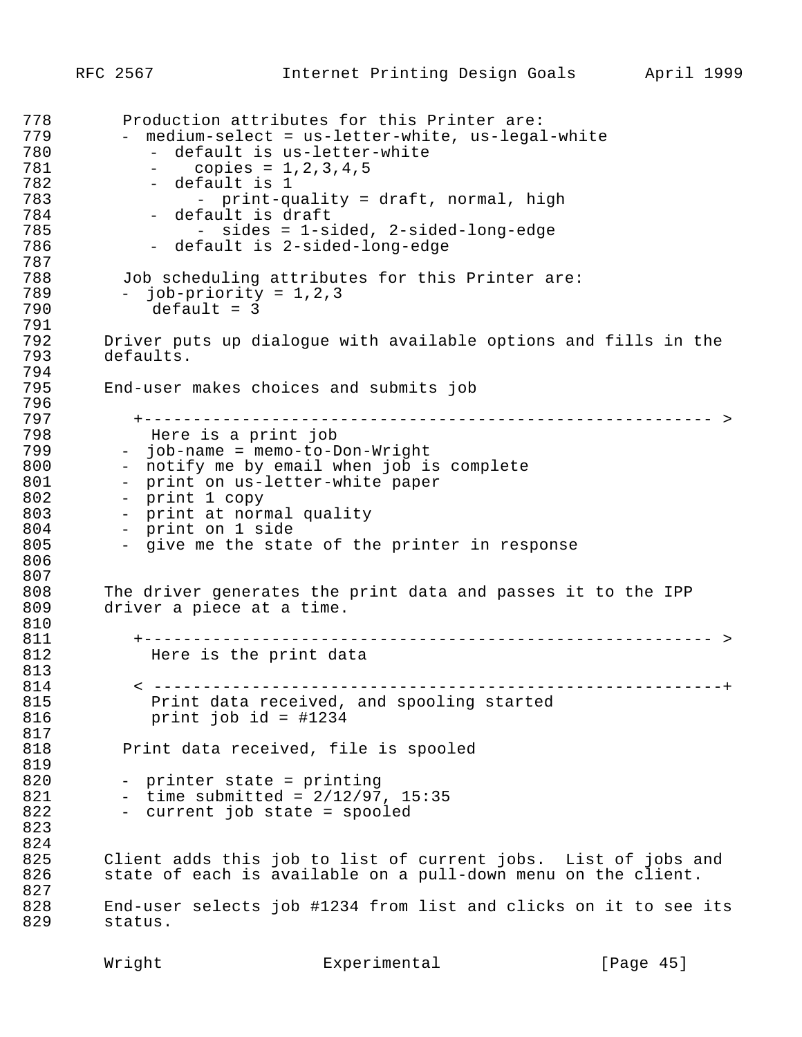```
778       Production attributes for this Printer are:
779       -  medium-select = us-letter-white, us-legal-white
780          -  default is us-letter-white
781          -    copies = 1,2,3,4,5
782          -  default is 1
783               -  print-quality = draft, normal, high
784          -  default is draft
785               -  sides = 1-sided, 2-sided-long-edge
786          -  default is 2-sided-long-edge
787
788       Job scheduling attributes for this Printer are:
789       -  job-priority = 1,2,3
790          default = 3
791
792     Driver puts up dialogue with available options and fills in the
793     defaults.
794
795     End-user makes choices and submits job
796
797        +---------------------------------------------------------- >
798          Here is a print job
799       -  job-name = memo-to-Don-Wright
800       -  notify me by email when job is complete
801       -  print on us-letter-white paper
802       -  print 1 copy
803       -  print at normal quality
804       -  print on 1 side
805       -  give me the state of the printer in response
806
807
808     The driver generates the print data and passes it to the IPP
809     driver a piece at a time.
810
811        +---------------------------------------------------------- >
812          Here is the print data
813
814        < ----------------------------------------------------------+
815          Print data received, and spooling started
816          print job id = #1234
817
818       Print data received, file is spooled
819
820       -  printer state = printing
821       -  time submitted = 2/12/97, 15:35
822       -  current job state = spooled
823
824
825     Client adds this job to list of current jobs.  List of jobs and
826     state of each is available on a pull-down menu on the client.
827
828     End-user selects job #1234 from list and clicks on it to see its
829     status.
```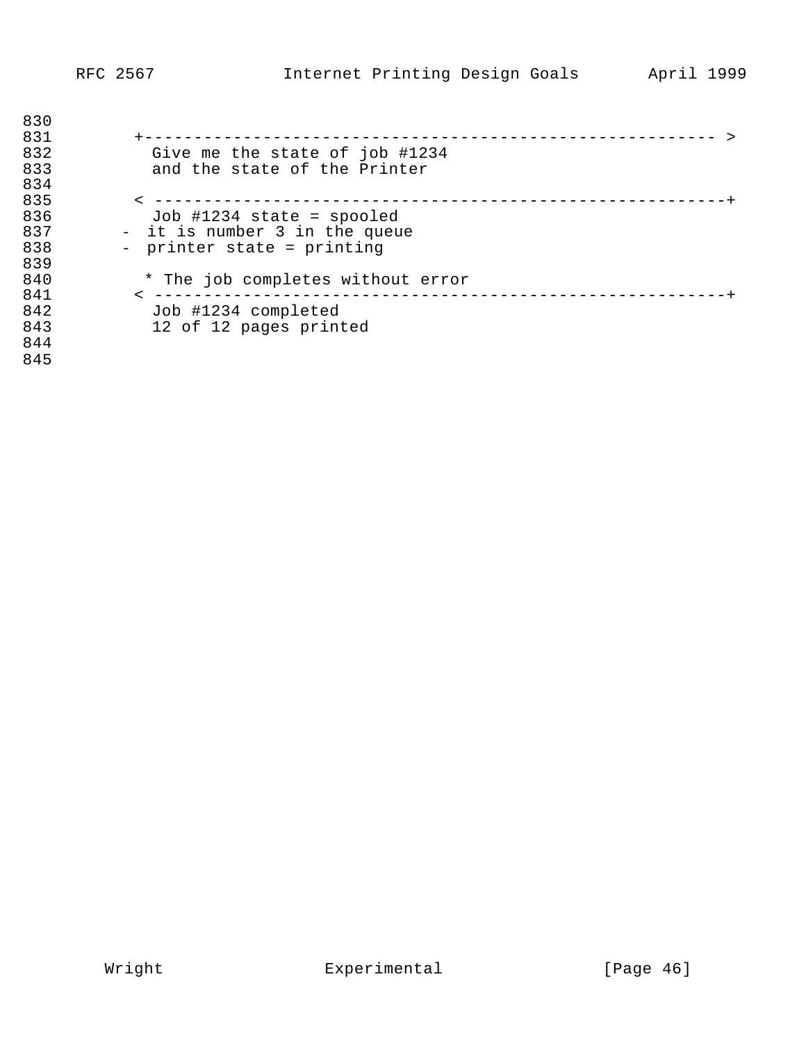```
830
831        +---------------------------------------------------------- >
832          Give me the state of job #1234
833          and the state of the Printer
834
835        < ----------------------------------------------------------+
836          Job #1234 state = spooled
837      -  it is number 3 in the queue
838      -  printer state = printing
839
840         * The job completes without error
841        < ----------------------------------------------------------+
842          Job #1234 completed
843          12 of 12 pages printed
844
845
```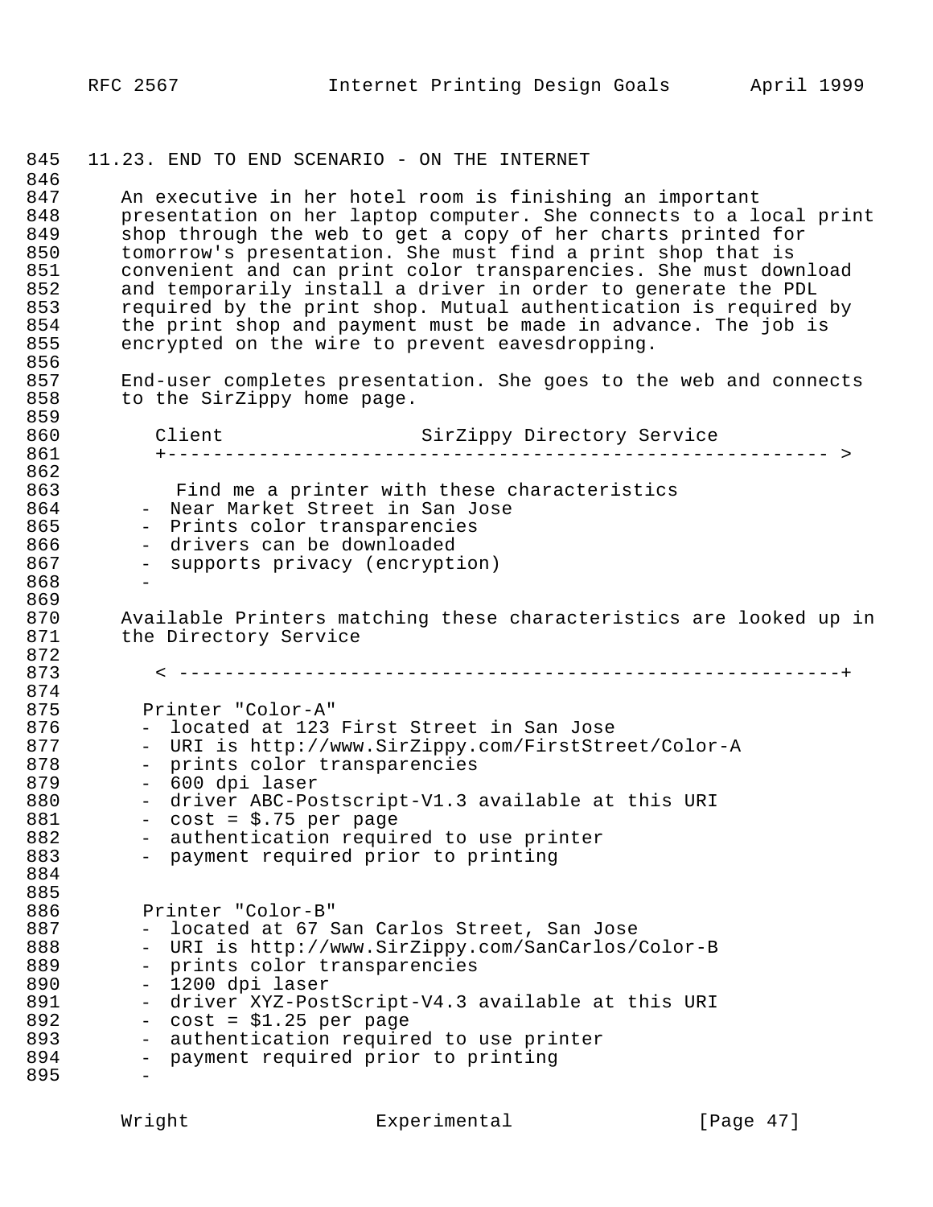## 11.23. END TO END SCENARIO - ON THE INTERNET

An executive in her hotel room is finishing an important presentation on her laptop computer. She connects to a local print shop through the web to get a copy of her charts printed for tomorrow's presentation. She must find a print shop that is convenient and can print color transparencies. She must download and temporarily install a driver in order to generate the PDL required by the print shop. Mutual authentication is required by the print shop and payment must be made in advance. The job is encrypted on the wire to prevent eavesdropping.

End-user completes presentation. She goes to the web and connects to the SirZippy home page.

```
   Client                  SirZippy Directory Service
   +----------------------------------------------------------- >

     Find me a printer with these characteristics
  -  Near Market Street in San Jose
  -  Prints color transparencies
  -  drivers can be downloaded
  -  supports privacy (encryption)
  -
```

Available Printers matching these characteristics are looked up in the Directory Service

```
   < -----------------------------------------------------------+

  Printer "Color-A"
  -  located at 123 First Street in San Jose
  -  URI is http://www.SirZippy.com/FirstStreet/Color-A
  -  prints color transparencies
  -  600 dpi laser
  -  driver ABC-Postscript-V1.3 available at this URI
  -  cost = $.75 per page
  -  authentication required to use printer
  -  payment required prior to printing


  Printer "Color-B"
  -  located at 67 San Carlos Street, San Jose
  -  URI is http://www.SirZippy.com/SanCarlos/Color-B
  -  prints color transparencies
  -  1200 dpi laser
  -  driver XYZ-PostScript-V4.3 available at this URI
  -  cost = $1.25 per page
  -  authentication required to use printer
  -  payment required prior to printing
  -
```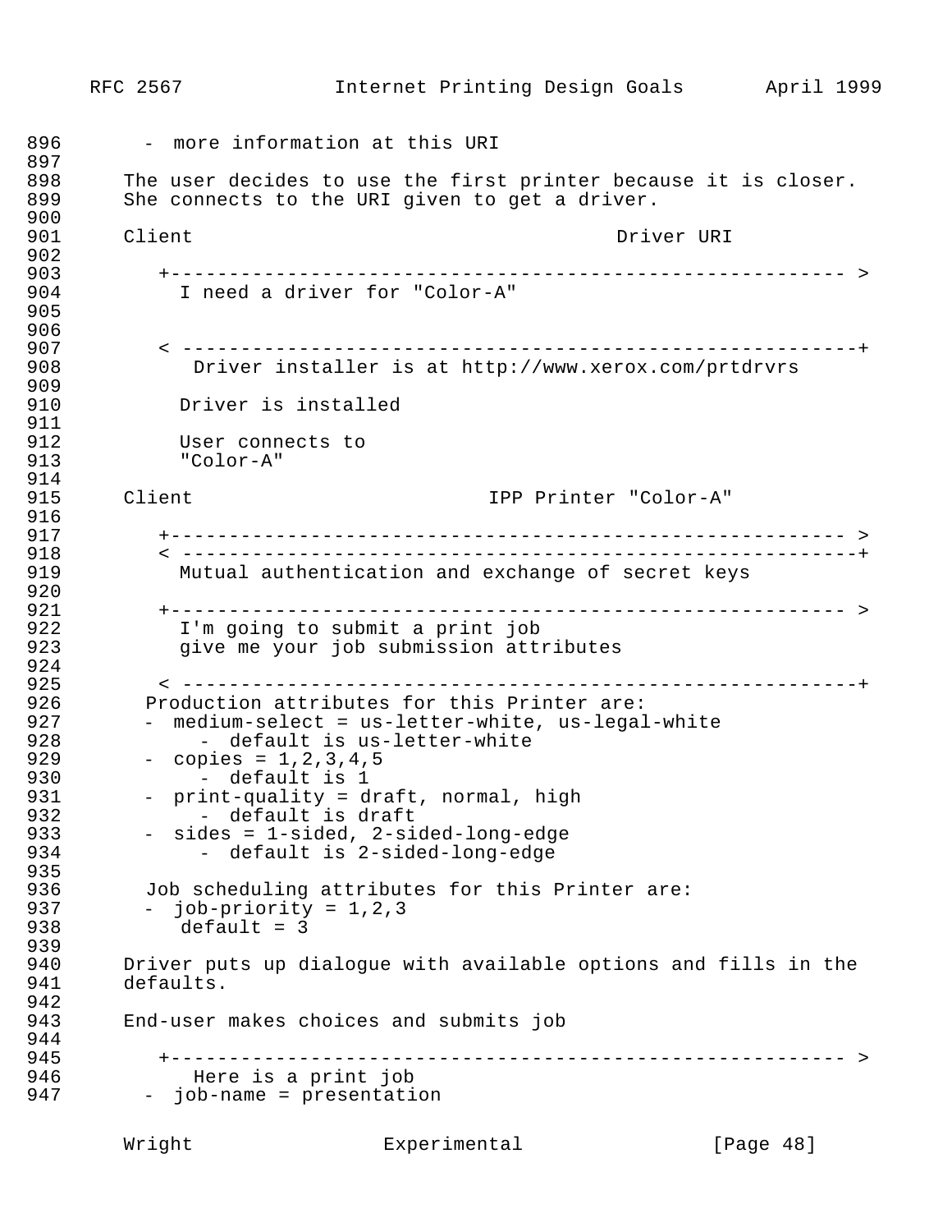```
     - more information at this URI

   The user decides to use the first printer because it is closer.
   She connects to the URI given to get a driver.

   Client                                       Driver URI

      +---------------------------------------------------------- >
        I need a driver for "Color-A"


      < ----------------------------------------------------------+
          Driver installer is at http://www.xerox.com/prtdrvrs

        Driver is installed

        User connects to
        "Color-A"

   Client                            IPP Printer "Color-A"

      +---------------------------------------------------------- >
      < ----------------------------------------------------------+
        Mutual authentication and exchange of secret keys

      +---------------------------------------------------------- >
        I'm going to submit a print job
        give me your job submission attributes

      < ----------------------------------------------------------+
     Production attributes for this Printer are:
     - medium-select = us-letter-white, us-legal-white
         - default is us-letter-white
     - copies = 1,2,3,4,5
         - default is 1
     - print-quality = draft, normal, high
         - default is draft
     - sides = 1-sided, 2-sided-long-edge
         - default is 2-sided-long-edge

     Job scheduling attributes for this Printer are:
     - job-priority = 1,2,3
        default = 3

   Driver puts up dialogue with available options and fills in the
   defaults.

   End-user makes choices and submits job

      +---------------------------------------------------------- >
          Here is a print job
     - job-name = presentation
```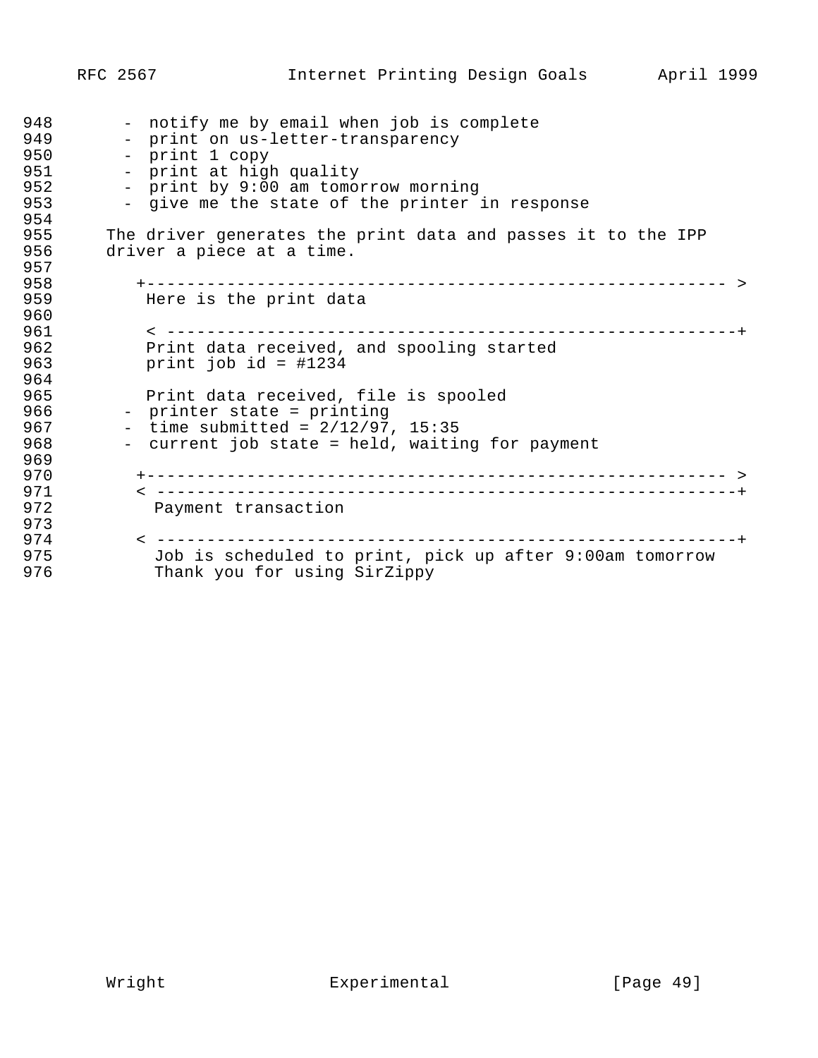- notify me by email when job is complete
- print on us-letter-transparency
- print 1 copy
- print at high quality
- print by 9:00 am tomorrow morning
- give me the state of the printer in response

The driver generates the print data and passes it to the IPP driver a piece at a time.

```
   +------------------------------------------------------------ >
    Here is the print data

    < -----------------------------------------------------------+
    Print data received, and spooling started
    print job id = #1234

    Print data received, file is spooled
  -  printer state = printing
  -  time submitted = 2/12/97, 15:35
  -  current job state = held, waiting for payment

   +------------------------------------------------------------ >
   < ------------------------------------------------------------+
     Payment transaction

   < ------------------------------------------------------------+
     Job is scheduled to print, pick up after 9:00am tomorrow
     Thank you for using SirZippy
```